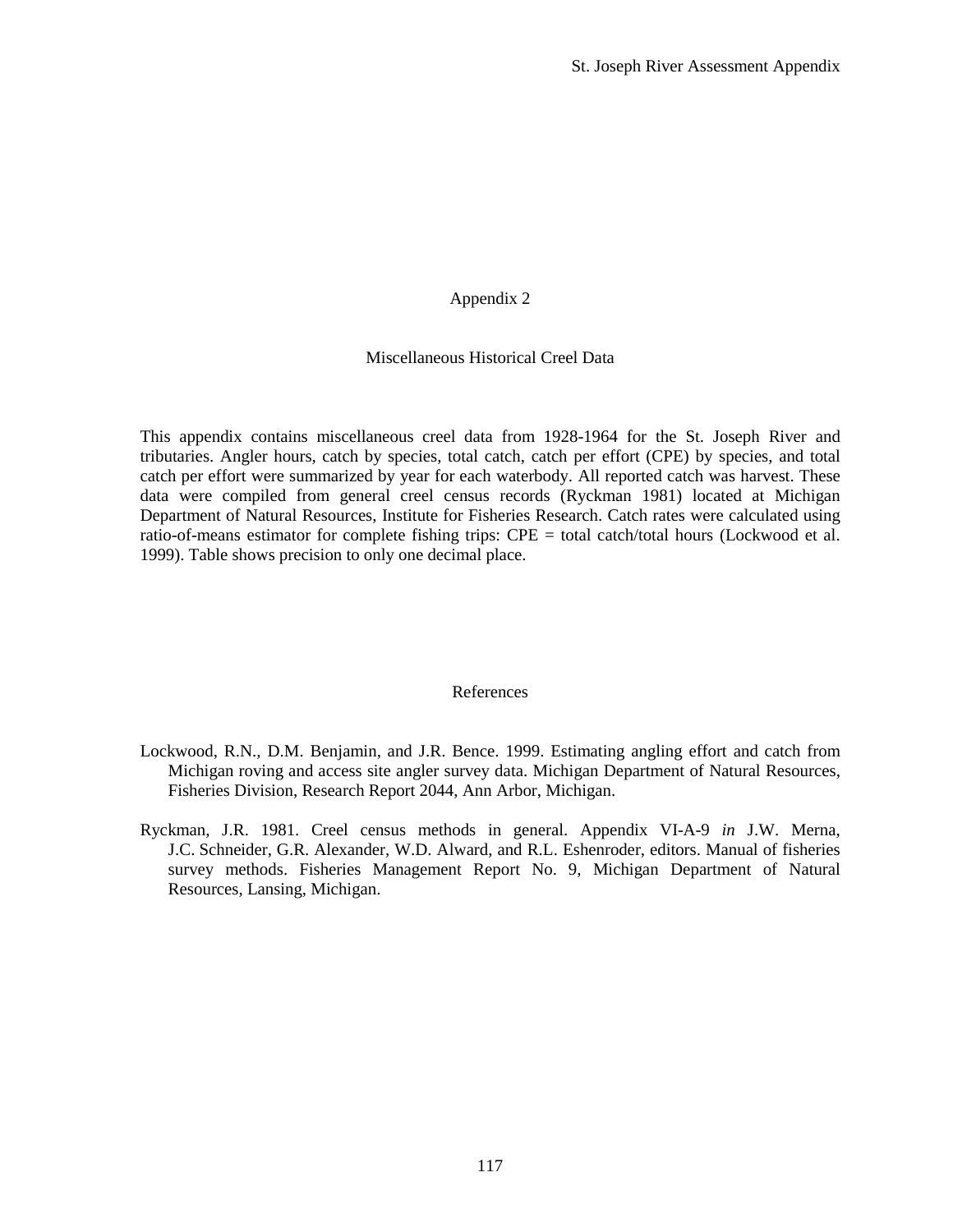# Appendix 2

## Miscellaneous Historical Creel Data

This appendix contains miscellaneous creel data from 1928-1964 for the St. Joseph River and tributaries. Angler hours, catch by species, total catch, catch per effort (CPE) by species, and total catch per effort were summarized by year for each waterbody. All reported catch was harvest. These data were compiled from general creel census records (Ryckman 1981) located at Michigan Department of Natural Resources, Institute for Fisheries Research. Catch rates were calculated using ratio-of-means estimator for complete fishing trips: CPE = total catch/total hours (Lockwood et al. 1999). Table shows precision to only one decimal place.

## References

Lockwood, R.N., D.M. Benjamin, and J.R. Bence. 1999. Estimating angling effort and catch from Michigan roving and access site angler survey data. Michigan Department of Natural Resources, Fisheries Division, Research Report 2044, Ann Arbor, Michigan.

Ryckman, J.R. 1981. Creel census methods in general. Appendix VI-A-9 *in* J.W. Merna, J.C. Schneider, G.R. Alexander, W.D. Alward, and R.L. Eshenroder, editors. Manual of fisheries survey methods. Fisheries Management Report No. 9, Michigan Department of Natural Resources, Lansing, Michigan.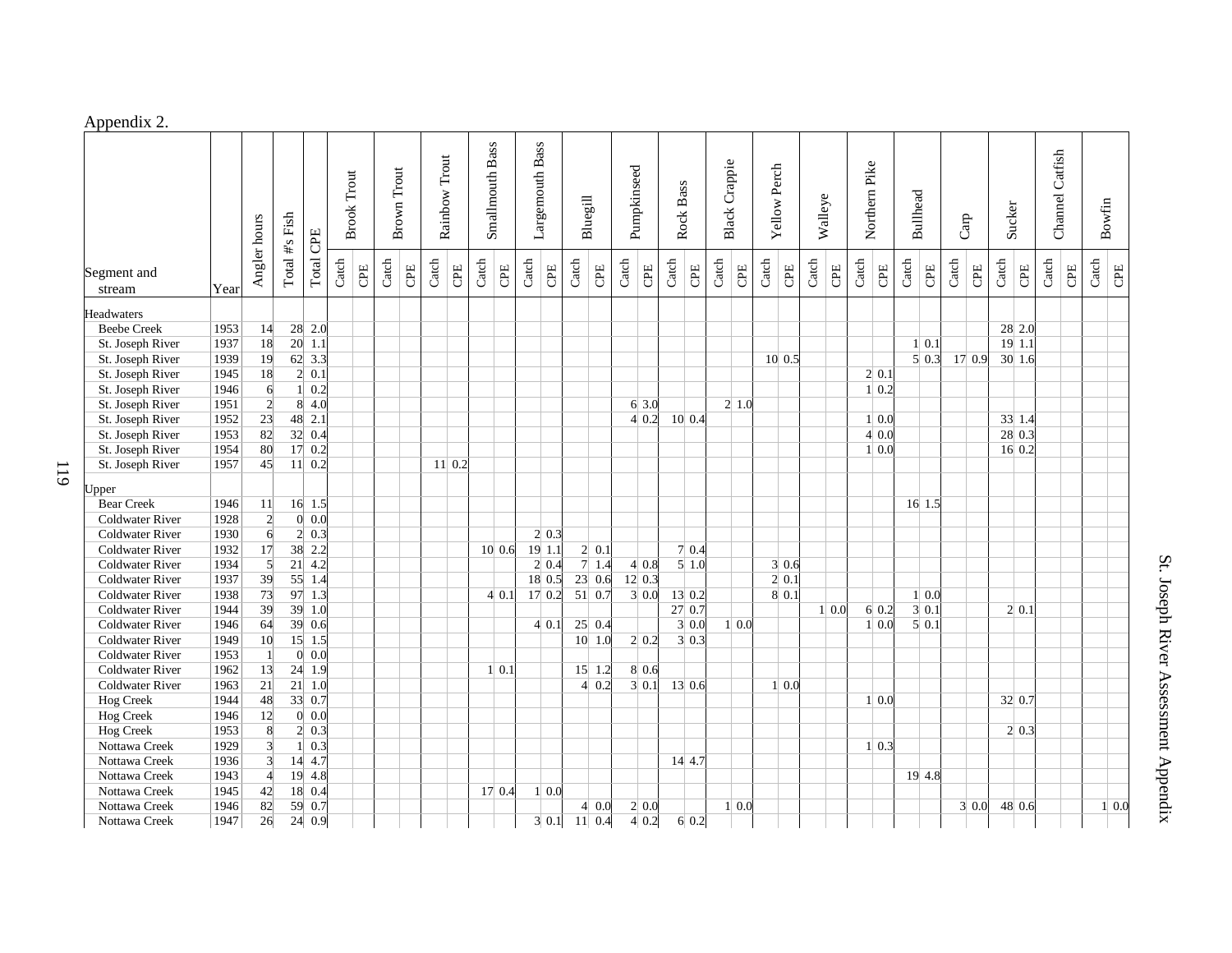Appendix 2.

| Segment and stream | Year | Angler hours | Total #s Fish | Total CPE | Brook Trout | | Brown Trout | | Rainbow Trout | | Smallmouth Bass | | Largemouth Bass | | Bluegill | | Pumpkinseed | | Rock Bass | | Black Crappie | | Yellow Perch | | Walleye | | Northern Pike | | Bullhead | | Carp | | Sucker | | Channel Catfish | | Bowfin | |
|---|---|---|---|---|---|---|---|---|---|---|---|---|---|---|---|---|---|---|---|---|---|---|---|---|---|---|---|---|---|---|---|---|---|---|---|---|---|---|
| | | | | | Catch | CPE | Catch | CPE | Catch | CPE | Catch | CPE | Catch | CPE | Catch | CPE | Catch | CPE | Catch | CPE | Catch | CPE | Catch | CPE | Catch | CPE | Catch | CPE | Catch | CPE | Catch | CPE | Catch | CPE | Catch | CPE | Catch | CPE |
| Headwaters | | | | | | | | | | | | | | | | | | | | | | | | | | | | | | | | | | | | | | |
| Beebe Creek | 1953 | 14 | 28 | 2.0 | | | | | | | | | | | | | | | | | | | | | | | | | | | | | 28 | 2.0 | | | | |
| St. Joseph River | 1937 | 18 | 20 | 1.1 | | | | | | | | | | | | | | | | | | | | | | | | | 1 | 0.1 | | | 19 | 1.1 | | | | |
| St. Joseph River | 1939 | 19 | 62 | 3.3 | | | | | | | | | | | | | | | | | | | 10 | 0.5 | | | | | 5 | 0.3 | 17 | 0.9 | 30 | 1.6 | | | | |
| St. Joseph River | 1945 | 18 | 2 | 0.1 | | | | | | | | | | | | | | | | | | | | | | | 2 | 0.1 | | | | | | | | | | |
| St. Joseph River | 1946 | 6 | 1 | 0.2 | | | | | | | | | | | | | | | | | | | | | | | 1 | 0.2 | | | | | | | | | | |
| St. Joseph River | 1951 | 2 | 8 | 4.0 | | | | | | | | | | | | | 6 | 3.0 | | | 2 | 1.0 | | | | | | | | | | | | | | | | |
| St. Joseph River | 1952 | 23 | 48 | 2.1 | | | | | | | | | | | | | 4 | 0.2 | 10 | 0.4 | | | | | | | 1 | 0.0 | | | | | 33 | 1.4 | | | | |
| St. Joseph River | 1953 | 82 | 32 | 0.4 | | | | | | | | | | | | | | | | | | | | | | | 4 | 0.0 | | | | | 28 | 0.3 | | | | |
| St. Joseph River | 1954 | 80 | 17 | 0.2 | | | | | | | | | | | | | | | | | | | | | | | 1 | 0.0 | | | | | 16 | 0.2 | | | | |
| St. Joseph River | 1957 | 45 | 11 | 0.2 | | | | | 11 | 0.2 | | | | | | | | | | | | | | | | | | | | | | | | | | | | |
| Upper | | | | | | | | | | | | | | | | | | | | | | | | | | | | | | | | | | | | | | |
| Bear Creek | 1946 | 11 | 16 | 1.5 | | | | | | | | | | | | | | | | | | | | | | | | | 16 | 1.5 | | | | | | | | |
| Coldwater River | 1928 | 2 | 0 | 0.0 | | | | | | | | | | | | | | | | | | | | | | | | | | | | | | | | | | |
| Coldwater River | 1930 | 6 | 2 | 0.3 | | | | | | | | | 2 | 0.3 | | | | | | | | | | | | | | | | | | | | | | | | |
| Coldwater River | 1932 | 17 | 38 | 2.2 | | | | | | | 10 | 0.6 | 19 | 1.1 | 2 | 0.1 | | | 7 | 0.4 | | | | | | | | | | | | | | | | | | |
| Coldwater River | 1934 | 5 | 21 | 4.2 | | | | | | | | | 2 | 0.4 | 7 | 1.4 | 4 | 0.8 | 5 | 1.0 | | | 3 | 0.6 | | | | | | | | | | | | | | |
| Coldwater River | 1937 | 39 | 55 | 1.4 | | | | | | | | | 18 | 0.5 | 23 | 0.6 | 12 | 0.3 | | | | | 2 | 0.1 | | | | | | | | | | | | | | |
| Coldwater River | 1938 | 73 | 97 | 1.3 | | | | | | | 4 | 0.1 | 17 | 0.2 | 51 | 0.7 | 3 | 0.0 | 13 | 0.2 | | | 8 | 0.1 | | | | | 1 | 0.0 | | | | | | | | |
| Coldwater River | 1944 | 39 | 39 | 1.0 | | | | | | | | | | | | | | | 27 | 0.7 | | | | | 1 | 0.0 | 6 | 0.2 | 3 | 0.1 | | | 2 | 0.1 | | | | |
| Coldwater River | 1946 | 64 | 39 | 0.6 | | | | | | | | | 4 | 0.1 | 25 | 0.4 | | | 3 | 0.0 | 1 | 0.0 | | | | | 1 | 0.0 | 5 | 0.1 | | | | | | | | |
| Coldwater River | 1949 | 10 | 15 | 1.5 | | | | | | | | | | | 10 | 1.0 | 2 | 0.2 | 3 | 0.3 | | | | | | | | | | | | | | | | | | |
| Coldwater River | 1953 | 1 | 0 | 0.0 | | | | | | | | | | | | | | | | | | | | | | | | | | | | | | | | | | |
| Coldwater River | 1962 | 13 | 24 | 1.9 | | | | | | | 1 | 0.1 | | | 15 | 1.2 | 8 | 0.6 | | | | | | | | | | | | | | | | | | | | |
| Coldwater River | 1963 | 21 | 21 | 1.0 | | | | | | | | | | | 4 | 0.2 | 3 | 0.1 | 13 | 0.6 | | | 1 | 0.0 | | | | | | | | | | | | | | |
| Hog Creek | 1944 | 48 | 33 | 0.7 | | | | | | | | | | | | | | | | | | | | | | | 1 | 0.0 | | | | | 32 | 0.7 | | | | |
| Hog Creek | 1946 | 12 | 0 | 0.0 | | | | | | | | | | | | | | | | | | | | | | | | | | | | | | | | | | |
| Hog Creek | 1953 | 8 | 2 | 0.3 | | | | | | | | | | | | | | | | | | | | | | | | | | | | | 2 | 0.3 | | | | |
| Nottawa Creek | 1929 | 3 | 1 | 0.3 | | | | | | | | | | | | | | | | | | | | | | | 1 | 0.3 | | | | | | | | | | |
| Nottawa Creek | 1936 | 3 | 14 | 4.7 | | | | | | | | | | | | | | | 14 | 4.7 | | | | | | | | | | | | | | | | | | |
| Nottawa Creek | 1943 | 4 | 19 | 4.8 | | | | | | | | | | | | | | | | | | | | | | | | | 19 | 4.8 | | | | | | | | |
| Nottawa Creek | 1945 | 42 | 18 | 0.4 | | | | | | | 17 | 0.4 | 1 | 0.0 | | | | | | | | | | | | | | | | | | | | | | | | |
| Nottawa Creek | 1946 | 82 | 59 | 0.7 | | | | | | | | | | | 4 | 0.0 | 2 | 0.0 | | | 1 | 0.0 | | | | | | | | | 3 | 0.0 | 48 | 0.6 | | | 1 | 0.0 |
| Nottawa Creek | 1947 | 26 | 24 | 0.9 | | | | | | | | | 3 | 0.1 | 11 | 0.4 | 4 | 0.2 | 6 | 0.2 | | | | | | | | | | | | | | | | | | |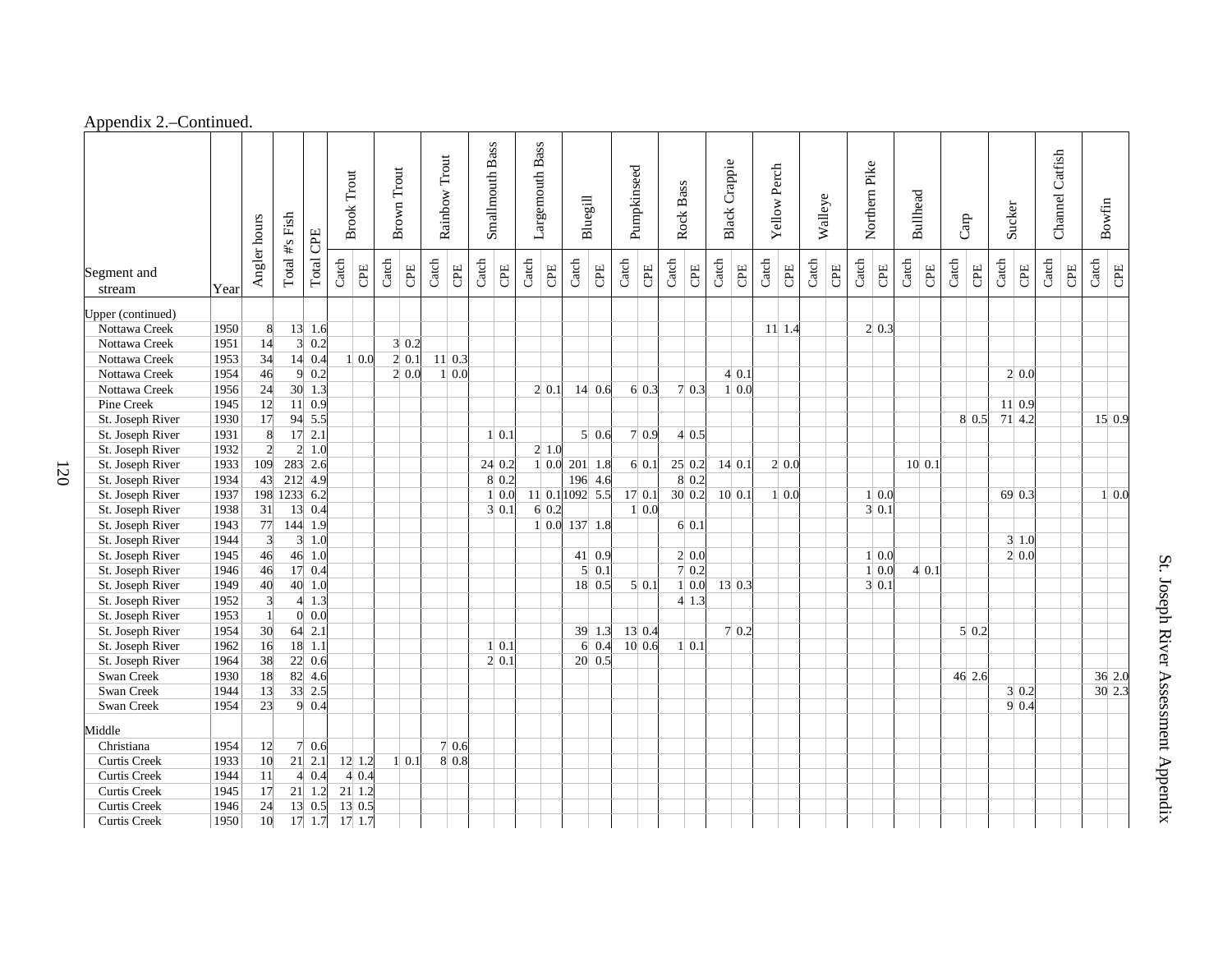Appendix 2.–Continued.

| Segment and stream | Year | Angler hours | Total #s Fish | Total CPE | Brook Trout | | Brown Trout | | Rainbow Trout | | Smallmouth Bass | | Largemouth Bass | | Bluegill | | Pumpkinseed | | Rock Bass | | Black Crappie | | Yellow Perch | | Walleye | | Northern Pike | | Bullhead | | Carp | | Sucker | | Channel Catfish | | Bowfin | |
|---|---|---|---|---|---|---|---|---|---|---|---|---|---|---|---|---|---|---|---|---|---|---|---|---|---|---|---|---|---|---|---|---|---|---|---|---|---|---|
| | | | | | Catch | CPE | Catch | CPE | Catch | CPE | Catch | CPE | Catch | CPE | Catch | CPE | Catch | CPE | Catch | CPE | Catch | CPE | Catch | CPE | Catch | CPE | Catch | CPE | Catch | CPE | Catch | CPE | Catch | CPE | Catch | CPE | Catch | CPE |
| Upper (continued) | | | | | | | | | | | | | | | | | | | | | | | | | | | | | | | | | | | | | | |
| Nottawa Creek | 1950 | 8 | 13 | 1.6 | | | | | | | | | | | | | | | | | | | 11 | 1.4 | | | 2 | 0.3 | | | | | | | | | | |
| Nottawa Creek | 1951 | 14 | 3 | 0.2 | | | 3 | 0.2 | | | | | | | | | | | | | | | | | | | | | | | | | | | | | | |
| Nottawa Creek | 1953 | 34 | 14 | 0.4 | 1 | 0.0 | 2 | 0.1 | 11 | 0.3 | | | | | | | | | | | | | | | | | | | | | | | | | | | | |
| Nottawa Creek | 1954 | 46 | 9 | 0.2 | | | 2 | 0.0 | 1 | 0.0 | | | | | | | | | | | 4 | 0.1 | | | | | | | | | | | 2 | 0.0 | | | | |
| Nottawa Creek | 1956 | 24 | 30 | 1.3 | | | | | | | | | 2 | 0.1 | 14 | 0.6 | 6 | 0.3 | 7 | 0.3 | 1 | 0.0 | | | | | | | | | | | | | | | | |
| Pine Creek | 1945 | 12 | 11 | 0.9 | | | | | | | | | | | | | | | | | | | | | | | | | | | | | 11 | 0.9 | | | | |
| St. Joseph River | 1930 | 17 | 94 | 5.5 | | | | | | | | | | | | | | | | | | | | | | | | | | | 8 | 0.5 | 71 | 4.2 | | | 15 | 0.9 |
| St. Joseph River | 1931 | 8 | 17 | 2.1 | | | | | | | 1 | 0.1 | | | 5 | 0.6 | 7 | 0.9 | 4 | 0.5 | | | | | | | | | | | | | | | | | | |
| St. Joseph River | 1932 | 2 | 2 | 1.0 | | | | | | | | | 2 | 1.0 | | | | | | | | | | | | | | | | | | | | | | | | |
| St. Joseph River | 1933 | 109 | 283 | 2.6 | | | | | | | 24 | 0.2 | 1 | 0.0 | 201 | 1.8 | 6 | 0.1 | 25 | 0.2 | 14 | 0.1 | 2 | 0.0 | | | | | 10 | 0.1 | | | | | | | | |
| St. Joseph River | 1934 | 43 | 212 | 4.9 | | | | | | | 8 | 0.2 | | | 196 | 4.6 | | | 8 | 0.2 | | | | | | | | | | | | | | | | | | |
| St. Joseph River | 1937 | 198 | 1233 | 6.2 | | | | | | | 1 | 0.0 | 11 | 0.1 | 1092 | 5.5 | 17 | 0.1 | 30 | 0.2 | 10 | 0.1 | 1 | 0.0 | | | 1 | 0.0 | | | | | 69 | 0.3 | | | 1 | 0.0 |
| St. Joseph River | 1938 | 31 | 13 | 0.4 | | | | | | | 3 | 0.1 | 6 | 0.2 | | | 1 | 0.0 | | | | | | | | | 3 | 0.1 | | | | | | | | | | |
| St. Joseph River | 1943 | 77 | 144 | 1.9 | | | | | | | | | 1 | 0.0 | 137 | 1.8 | | | 6 | 0.1 | | | | | | | | | | | | | | | | | | |
| St. Joseph River | 1944 | 3 | 3 | 1.0 | | | | | | | | | | | | | | | | | | | | | | | | | | | | | 3 | 1.0 | | | | |
| St. Joseph River | 1945 | 46 | 46 | 1.0 | | | | | | | | | | | 41 | 0.9 | | | 2 | 0.0 | | | | | | | 1 | 0.0 | | | | | 2 | 0.0 | | | | |
| St. Joseph River | 1946 | 46 | 17 | 0.4 | | | | | | | | | | | 5 | 0.1 | | | 7 | 0.2 | | | | | | | 1 | 0.0 | 4 | 0.1 | | | | | | | | |
| St. Joseph River | 1949 | 40 | 40 | 1.0 | | | | | | | | | | | 18 | 0.5 | 5 | 0.1 | 1 | 0.0 | 13 | 0.3 | | | | | 3 | 0.1 | | | | | | | | | | |
| St. Joseph River | 1952 | 3 | 4 | 1.3 | | | | | | | | | | | | | | | 4 | 1.3 | | | | | | | | | | | | | | | | | | |
| St. Joseph River | 1953 | 1 | 0 | 0.0 | | | | | | | | | | | | | | | | | | | | | | | | | | | | | | | | | | |
| St. Joseph River | 1954 | 30 | 64 | 2.1 | | | | | | | | | | | 39 | 1.3 | 13 | 0.4 | | | 7 | 0.2 | | | | | | | | | 5 | 0.2 | | | | | | |
| St. Joseph River | 1962 | 16 | 18 | 1.1 | | | | | | | 1 | 0.1 | | | 6 | 0.4 | 10 | 0.6 | 1 | 0.1 | | | | | | | | | | | | | | | | | | |
| St. Joseph River | 1964 | 38 | 22 | 0.6 | | | | | | | 2 | 0.1 | | | 20 | 0.5 | | | | | | | | | | | | | | | | | | | | | | |
| Swan Creek | 1930 | 18 | 82 | 4.6 | | | | | | | | | | | | | | | | | | | | | | | | | | | 46 | 2.6 | | | | | 36 | 2.0 |
| Swan Creek | 1944 | 13 | 33 | 2.5 | | | | | | | | | | | | | | | | | | | | | | | | | | | | | 3 | 0.2 | | | 30 | 2.3 |
| Swan Creek | 1954 | 23 | 9 | 0.4 | | | | | | | | | | | | | | | | | | | | | | | | | | | | | 9 | 0.4 | | | | |
| Middle | | | | | | | | | | | | | | | | | | | | | | | | | | | | | | | | | | | | | | |
| Christiana | 1954 | 12 | 7 | 0.6 | | | | | 7 | 0.6 | | | | | | | | | | | | | | | | | | | | | | | | | | | | |
| Curtis Creek | 1933 | 10 | 21 | 2.1 | 12 | 1.2 | 1 | 0.1 | 8 | 0.8 | | | | | | | | | | | | | | | | | | | | | | | | | | | | |
| Curtis Creek | 1944 | 11 | 4 | 0.4 | 4 | 0.4 | | | | | | | | | | | | | | | | | | | | | | | | | | | | | | | | |
| Curtis Creek | 1945 | 17 | 21 | 1.2 | 21 | 1.2 | | | | | | | | | | | | | | | | | | | | | | | | | | | | | | | | |
| Curtis Creek | 1946 | 24 | 13 | 0.5 | 13 | 0.5 | | | | | | | | | | | | | | | | | | | | | | | | | | | | | | | | |
| Curtis Creek | 1950 | 10 | 17 | 1.7 | 17 | 1.7 | | | | | | | | | | | | | | | | | | | | | | | | | | | | | | | | |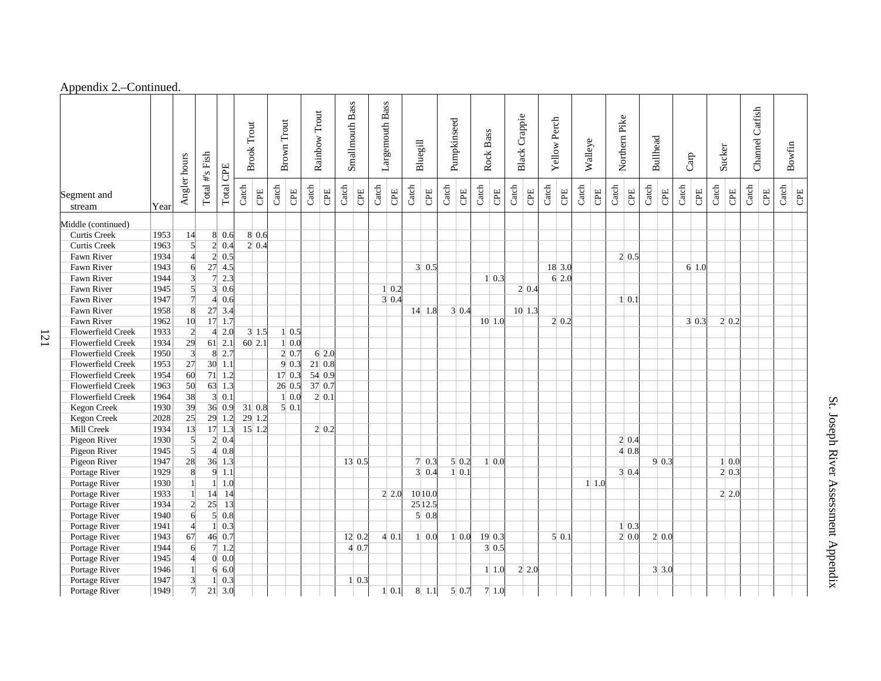Appendix 2.–Continued.

| Segment and stream | Year | Angler hours | Total #s Fish | Total CPE | Brook Trout | | Brown Trout | | Rainbow Trout | | Smallmouth Bass | | Largemouth Bass | | Bluegill | | Pumpkinseed | | Rock Bass | | Black Crappie | | Yellow Perch | | Walleye | | Northern Pike | | Bullhead | | Carp | | Sucker | | Channel Catfish | | Bowfin | |
|---|---|---|---|---|---|---|---|---|---|---|---|---|---|---|---|---|---|---|---|---|---|---|---|---|---|---|---|---|---|---|---|---|---|---|---|---|---|---|
| | | | | | Catch | CPE | Catch | CPE | Catch | CPE | Catch | CPE | Catch | CPE | Catch | CPE | Catch | CPE | Catch | CPE | Catch | CPE | Catch | CPE | Catch | CPE | Catch | CPE | Catch | CPE | Catch | CPE | Catch | CPE | Catch | CPE | Catch | CPE |
| Middle (continued) | | | | | | | | | | | | | | | | | | | | | | | | | | | | | | | | | | | | | | |
| Curtis Creek | 1953 | 14 | 8 | 0.6 | 8 | 0.6 | | | | | | | | | | | | | | | | | | | | | | | | | | | | | | | | |
| Curtis Creek | 1963 | 5 | 2 | 0.4 | 2 | 0.4 | | | | | | | | | | | | | | | | | | | | | | | | | | | | | | | | |
| Fawn River | 1934 | 4 | 2 | 0.5 | | | | | | | | | | | | | | | | | | | | | | | 2 | 0.5 | | | | | | | | | | |
| Fawn River | 1943 | 6 | 27 | 4.5 | | | | | | | | | | | 3 | 0.5 | | | | | | | 18 | 3.0 | | | | | | | 6 | 1.0 | | | | | | |
| Fawn River | 1944 | 3 | 7 | 2.3 | | | | | | | | | | | | | | | 1 | 0.3 | | | 6 | 2.0 | | | | | | | | | | | | | | |
| Fawn River | 1945 | 5 | 3 | 0.6 | | | | | | | | | 1 | 0.2 | | | | | | | 2 | 0.4 | | | | | | | | | | | | | | | | |
| Fawn River | 1947 | 7 | 4 | 0.6 | | | | | | | | | 3 | 0.4 | | | | | | | | | | | | | 1 | 0.1 | | | | | | | | | | |
| Fawn River | 1958 | 8 | 27 | 3.4 | | | | | | | | | | | 14 | 1.8 | 3 | 0.4 | | | 10 | 1.3 | | | | | | | | | | | | | | | | |
| Fawn River | 1962 | 10 | 17 | 1.7 | | | | | | | | | | | | | | | 10 | 1.0 | | | 2 | 0.2 | | | | | | | 3 | 0.3 | 2 | 0.2 | | | | |
| Flowerfield Creek | 1933 | 2 | 4 | 2.0 | 3 | 1.5 | 1 | 0.5 | | | | | | | | | | | | | | | | | | | | | | | | | | | | | | |
| Flowerfield Creek | 1934 | 29 | 61 | 2.1 | 60 | 2.1 | 1 | 0.0 | | | | | | | | | | | | | | | | | | | | | | | | | | | | | | |
| Flowerfield Creek | 1950 | 3 | 8 | 2.7 | | | 2 | 0.7 | 6 | 2.0 | | | | | | | | | | | | | | | | | | | | | | | | | | | | |
| Flowerfield Creek | 1953 | 27 | 30 | 1.1 | | | 9 | 0.3 | 21 | 0.8 | | | | | | | | | | | | | | | | | | | | | | | | | | | | |
| Flowerfield Creek | 1954 | 60 | 71 | 1.2 | | | 17 | 0.3 | 54 | 0.9 | | | | | | | | | | | | | | | | | | | | | | | | | | | | |
| Flowerfield Creek | 1963 | 50 | 63 | 1.3 | | | 26 | 0.5 | 37 | 0.7 | | | | | | | | | | | | | | | | | | | | | | | | | | | | |
| Flowerfield Creek | 1964 | 38 | 3 | 0.1 | | | 1 | 0.0 | 2 | 0.1 | | | | | | | | | | | | | | | | | | | | | | | | | | | | |
| Kegon Creek | 1930 | 39 | 36 | 0.9 | 31 | 0.8 | 5 | 0.1 | | | | | | | | | | | | | | | | | | | | | | | | | | | | | | |
| Kegon Creek | 2028 | 25 | 29 | 1.2 | 29 | 1.2 | | | | | | | | | | | | | | | | | | | | | | | | | | | | | | | | |
| Mill Creek | 1934 | 13 | 17 | 1.3 | 15 | 1.2 | | | 2 | 0.2 | | | | | | | | | | | | | | | | | | | | | | | | | | | | |
| Pigeon River | 1930 | 5 | 2 | 0.4 | | | | | | | | | | | | | | | | | | | | | | | 2 | 0.4 | | | | | | | | | | |
| Pigeon River | 1945 | 5 | 4 | 0.8 | | | | | | | | | | | | | | | | | | | | | | | 4 | 0.8 | | | | | | | | | | |
| Pigeon River | 1947 | 28 | 36 | 1.3 | | | | | | | 13 | 0.5 | | | 7 | 0.3 | 5 | 0.2 | 1 | 0.0 | | | | | | | | | 9 | 0.3 | | | 1 | 0.0 | | | | |
| Portage River | 1929 | 8 | 9 | 1.1 | | | | | | | | | | | 3 | 0.4 | 1 | 0.1 | | | | | | | | | 3 | 0.4 | | | | | 2 | 0.3 | | | | |
| Portage River | 1930 | 1 | 1 | 1.0 | | | | | | | | | | | | | | | | | | | | | 1 | 1.0 | | | | | | | | | | | | |
| Portage River | 1933 | 1 | 14 | 14 | | | | | | | | | 2 | 2.0 | 10 | 10.0 | | | | | | | | | | | | | | | | | 2 | 2.0 | | | | |
| Portage River | 1934 | 2 | 25 | 13 | | | | | | | | | | | 25 | 12.5 | | | | | | | | | | | | | | | | | | | | | | |
| Portage River | 1940 | 6 | 5 | 0.8 | | | | | | | | | | | 5 | 0.8 | | | | | | | | | | | | | | | | | | | | | | |
| Portage River | 1941 | 4 | 1 | 0.3 | | | | | | | | | | | | | | | | | | | | | | | 1 | 0.3 | | | | | | | | | | |
| Portage River | 1943 | 67 | 46 | 0.7 | | | | | | | 12 | 0.2 | 4 | 0.1 | 1 | 0.0 | 1 | 0.0 | 19 | 0.3 | | | 5 | 0.1 | | | 2 | 0.0 | 2 | 0.0 | | | | | | | | |
| Portage River | 1944 | 6 | 7 | 1.2 | | | | | | | 4 | 0.7 | | | | | | | 3 | 0.5 | | | | | | | | | | | | | | | | | | |
| Portage River | 1945 | 4 | 0 | 0.0 | | | | | | | | | | | | | | | | | | | | | | | | | | | | | | | | | | |
| Portage River | 1946 | 1 | 6 | 6.0 | | | | | | | | | | | | | | | 1 | 1.0 | 2 | 2.0 | | | | | | | 3 | 3.0 | | | | | | | | |
| Portage River | 1947 | 3 | 1 | 0.3 | | | | | | | 1 | 0.3 | | | | | | | | | | | | | | | | | | | | | | | | | | |
| Portage River | 1949 | 7 | 21 | 3.0 | | | | | | | | | 1 | 0.1 | 8 | 1.1 | 5 | 0.7 | 7 | 1.0 | | | | | | | | | | | | | | | | | | |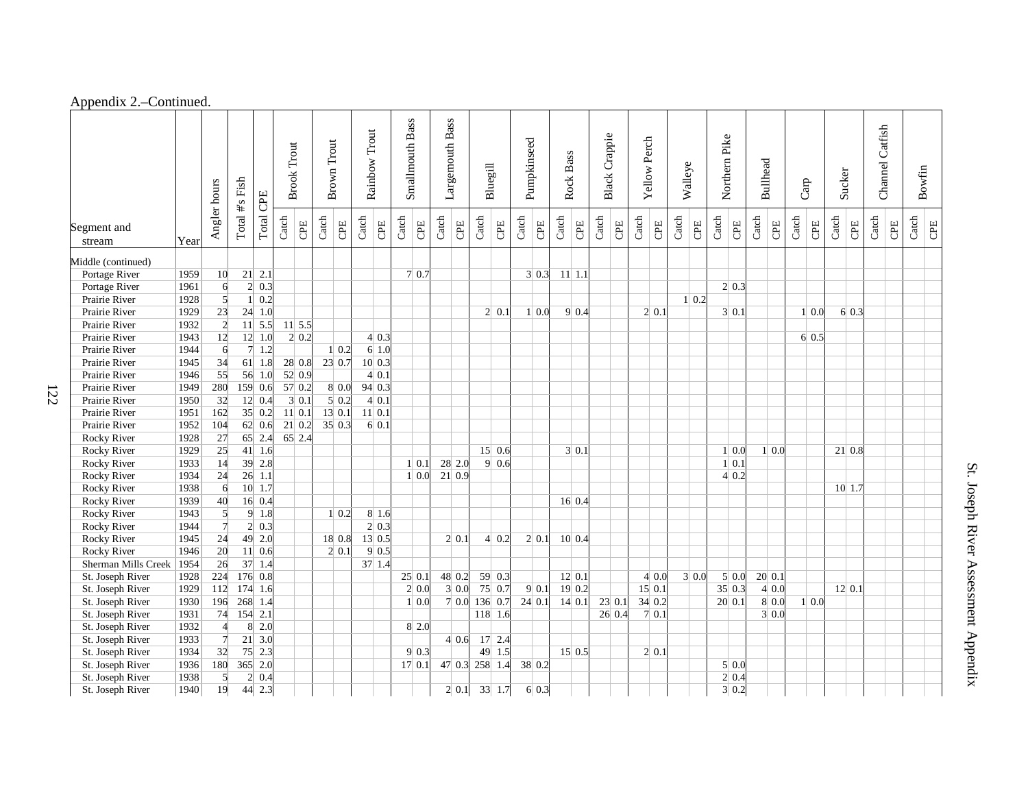Appendix 2.–Continued.

| Segment and stream | Year | Angler hours | Total #s Fish | Total CPE | Brook Trout | | Brown Trout | | Rainbow Trout | | Smallmouth Bass | | Largemouth Bass | | Bluegill | | Pumpkinseed | | Rock Bass | | Black Crappie | | Yellow Perch | | Walleye | | Northern Pike | | Bullhead | | Carp | | Sucker | | Channel Catfish | | Bowfin | |
|---|---|---|---|---|---|---|---|---|---|---|---|---|---|---|---|---|---|---|---|---|---|---|---|---|---|---|---|---|---|---|---|---|---|---|---|---|---|---|
| | | | | | Catch | CPE | Catch | CPE | Catch | CPE | Catch | CPE | Catch | CPE | Catch | CPE | Catch | CPE | Catch | CPE | Catch | CPE | Catch | CPE | Catch | CPE | Catch | CPE | Catch | CPE | Catch | CPE | Catch | CPE | Catch | CPE | Catch | CPE |
| Middle (continued) | | | | | | | | | | | | | | | | | | | | | | | | | | | | | | | | | | | | | | |
| Portage River | 1959 | 10 | 21 | 2.1 | | | | | | | 7 | 0.7 | | | | | 3 | 0.3 | 11 | 1.1 | | | | | | | | | | | | | | | | | | |
| Portage River | 1961 | 6 | 2 | 0.3 | | | | | | | | | | | | | | | | | | | | | | | 2 | 0.3 | | | | | | | | | | |
| Prairie River | 1928 | 5 | 1 | 0.2 | | | | | | | | | | | | | | | | | | | | | 1 | 0.2 | | | | | | | | | | | | |
| Prairie River | 1929 | 23 | 24 | 1.0 | | | | | | | | | | | 2 | 0.1 | 1 | 0.0 | 9 | 0.4 | | | 2 | 0.1 | | | 3 | 0.1 | | | 1 | 0.0 | 6 | 0.3 | | | | |
| Prairie River | 1932 | 2 | 11 | 5.5 | 11 | 5.5 | | | | | | | | | | | | | | | | | | | | | | | | | | | | | | | | |
| Prairie River | 1943 | 12 | 12 | 1.0 | 2 | 0.2 | | | 4 | 0.3 | | | | | | | | | | | | | | | | | | | | | 6 | 0.5 | | | | | | |
| Prairie River | 1944 | 6 | 7 | 1.2 | | | 1 | 0.2 | 6 | 1.0 | | | | | | | | | | | | | | | | | | | | | | | | | | | | |
| Prairie River | 1945 | 34 | 61 | 1.8 | 28 | 0.8 | 23 | 0.7 | 10 | 0.3 | | | | | | | | | | | | | | | | | | | | | | | | | | | | |
| Prairie River | 1946 | 55 | 56 | 1.0 | 52 | 0.9 | | | 4 | 0.1 | | | | | | | | | | | | | | | | | | | | | | | | | | | | |
| Prairie River | 1949 | 280 | 159 | 0.6 | 57 | 0.2 | 8 | 0.0 | 94 | 0.3 | | | | | | | | | | | | | | | | | | | | | | | | | | | | |
| Prairie River | 1950 | 32 | 12 | 0.4 | 3 | 0.1 | 5 | 0.2 | 4 | 0.1 | | | | | | | | | | | | | | | | | | | | | | | | | | | | |
| Prairie River | 1951 | 162 | 35 | 0.2 | 11 | 0.1 | 13 | 0.1 | 11 | 0.1 | | | | | | | | | | | | | | | | | | | | | | | | | | | | |
| Prairie River | 1952 | 104 | 62 | 0.6 | 21 | 0.2 | 35 | 0.3 | 6 | 0.1 | | | | | | | | | | | | | | | | | | | | | | | | | | | | |
| Rocky River | 1928 | 27 | 65 | 2.4 | 65 | 2.4 | | | | | | | | | | | | | | | | | | | | | | | | | | | | | | | | |
| Rocky River | 1929 | 25 | 41 | 1.6 | | | | | | | | | | | 15 | 0.6 | | | 3 | 0.1 | | | | | | | 1 | 0.0 | 1 | 0.0 | | | 21 | 0.8 | | | | |
| Rocky River | 1933 | 14 | 39 | 2.8 | | | | | | | 1 | 0.1 | 28 | 2.0 | 9 | 0.6 | | | | | | | | | | | 1 | 0.1 | | | | | | | | | | |
| Rocky River | 1934 | 24 | 26 | 1.1 | | | | | | | 1 | 0.0 | 21 | 0.9 | | | | | | | | | | | | | 4 | 0.2 | | | | | | | | | | |
| Rocky River | 1938 | 6 | 10 | 1.7 | | | | | | | | | | | | | | | | | | | | | | | | | | | | | 10 | 1.7 | | | | |
| Rocky River | 1939 | 40 | 16 | 0.4 | | | | | | | | | | | | | | | 16 | 0.4 | | | | | | | | | | | | | | | | | | |
| Rocky River | 1943 | 5 | 9 | 1.8 | | | 1 | 0.2 | 8 | 1.6 | | | | | | | | | | | | | | | | | | | | | | | | | | | | |
| Rocky River | 1944 | 7 | 2 | 0.3 | | | | | 2 | 0.3 | | | | | | | | | | | | | | | | | | | | | | | | | | | | |
| Rocky River | 1945 | 24 | 49 | 2.0 | | | 18 | 0.8 | 13 | 0.5 | | | 2 | 0.1 | 4 | 0.2 | 2 | 0.1 | 10 | 0.4 | | | | | | | | | | | | | | | | | | |
| Rocky River | 1946 | 20 | 11 | 0.6 | | | 2 | 0.1 | 9 | 0.5 | | | | | | | | | | | | | | | | | | | | | | | | | | | | |
| Sherman Mills Creek | 1954 | 26 | 37 | 1.4 | | | | | 37 | 1.4 | | | | | | | | | | | | | | | | | | | | | | | | | | | | |
| St. Joseph River | 1928 | 224 | 176 | 0.8 | | | | | | | 25 | 0.1 | 48 | 0.2 | 59 | 0.3 | | | 12 | 0.1 | | | 4 | 0.0 | 3 | 0.0 | 5 | 0.0 | 20 | 0.1 | | | | | | | | |
| St. Joseph River | 1929 | 112 | 174 | 1.6 | | | | | | | 2 | 0.0 | 3 | 0.0 | 75 | 0.7 | 9 | 0.1 | 19 | 0.2 | | | 15 | 0.1 | | | 35 | 0.3 | 4 | 0.0 | | | 12 | 0.1 | | | | |
| St. Joseph River | 1930 | 196 | 268 | 1.4 | | | | | | | 1 | 0.0 | 7 | 0.0 | 136 | 0.7 | 24 | 0.1 | 14 | 0.1 | 23 | 0.1 | 34 | 0.2 | | | 20 | 0.1 | 8 | 0.0 | 1 | 0.0 | | | | | | |
| St. Joseph River | 1931 | 74 | 154 | 2.1 | | | | | | | | | | | 118 | 1.6 | | | | | 26 | 0.4 | 7 | 0.1 | | | | | 3 | 0.0 | | | | | | | | |
| St. Joseph River | 1932 | 4 | 8 | 2.0 | | | | | | | 8 | 2.0 | | | | | | | | | | | | | | | | | | | | | | | | | | |
| St. Joseph River | 1933 | 7 | 21 | 3.0 | | | | | | | | | 4 | 0.6 | 17 | 2.4 | | | | | | | | | | | | | | | | | | | | | | |
| St. Joseph River | 1934 | 32 | 75 | 2.3 | | | | | | | 9 | 0.3 | | | 49 | 1.5 | | | 15 | 0.5 | | | 2 | 0.1 | | | | | | | | | | | | | | |
| St. Joseph River | 1936 | 180 | 365 | 2.0 | | | | | | | 17 | 0.1 | 47 | 0.3 | 258 | 1.4 | 38 | 0.2 | | | | | | | | | 5 | 0.0 | | | | | | | | | | |
| St. Joseph River | 1938 | 5 | 2 | 0.4 | | | | | | | | | | | | | | | | | | | | | | | 2 | 0.4 | | | | | | | | | | |
| St. Joseph River | 1940 | 19 | 44 | 2.3 | | | | | | | | | 2 | 0.1 | 33 | 1.7 | 6 | 0.3 | | | | | | | | | 3 | 0.2 | | | | | | | | | | |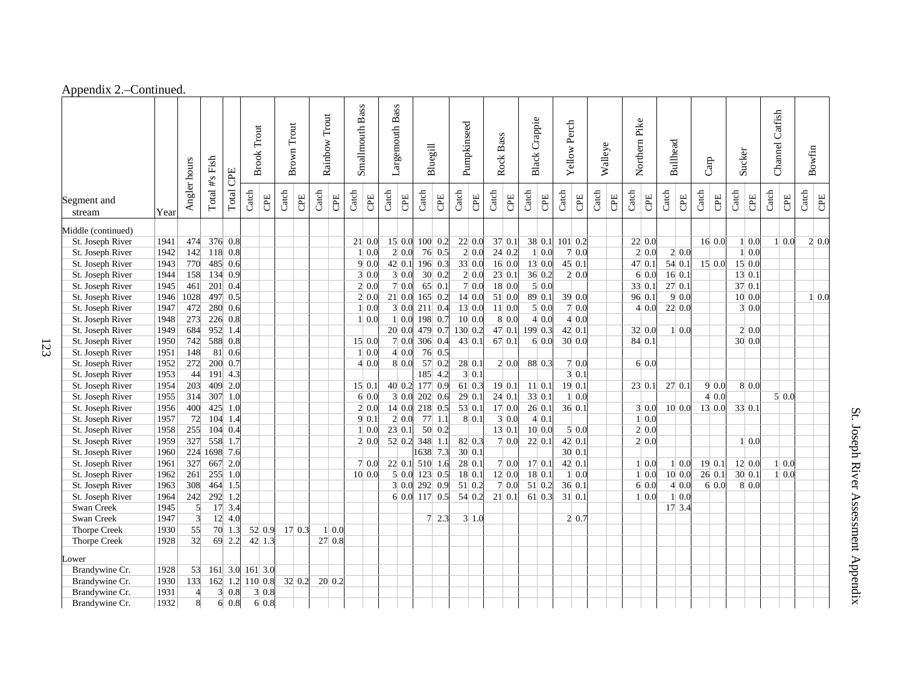Appendix 2.–Continued.

| Segment and stream | Year | Angler hours | Total #s Fish | Total CPE | Brook Trout | | Brown Trout | | Rainbow Trout | | Smallmouth Bass | | Largemouth Bass | | Bluegill | | Pumpkinseed | | Rock Bass | | Black Crappie | | Yellow Perch | | Walleye | | Northern Pike | | Bullhead | | Carp | | Sucker | | Channel Catfish | | Bowfin | |
|---|---|---|---|---|---|---|---|---|---|---|---|---|---|---|---|---|---|---|---|---|---|---|---|---|---|---|---|---|---|---|---|---|---|---|---|---|---|---|
| | | | | | Catch | CPE | Catch | CPE | Catch | CPE | Catch | CPE | Catch | CPE | Catch | CPE | Catch | CPE | Catch | CPE | Catch | CPE | Catch | CPE | Catch | CPE | Catch | CPE | Catch | CPE | Catch | CPE | Catch | CPE | Catch | CPE | Catch | CPE |
| Middle (continued) | | | | | | | | | | | | | | | | | | | | | | | | | | | | | | | | | | | | | | |
| St. Joseph River | 1941 | 474 | 376 | 0.8 | | | | | | | 21 | 0.0 | 15 | 0.0 | 100 | 0.2 | 22 | 0.0 | 37 | 0.1 | 38 | 0.1 | 101 | 0.2 | | | 22 | 0.0 | | | 16 | 0.0 | 1 | 0.0 | 1 | 0.0 | 2 | 0.0 |
| St. Joseph River | 1942 | 142 | 118 | 0.8 | | | | | | | 1 | 0.0 | 2 | 0.0 | 76 | 0.5 | 2 | 0.0 | 24 | 0.2 | 1 | 0.0 | 7 | 0.0 | | | 2 | 0.0 | 2 | 0.0 | | | 1 | 0.0 | | | | |
| St. Joseph River | 1943 | 770 | 485 | 0.6 | | | | | | | 9 | 0.0 | 42 | 0.1 | 196 | 0.3 | 33 | 0.0 | 16 | 0.0 | 13 | 0.0 | 45 | 0.1 | | | 47 | 0.1 | 54 | 0.1 | 15 | 0.0 | 15 | 0.0 | | | | |
| St. Joseph River | 1944 | 158 | 134 | 0.9 | | | | | | | 3 | 0.0 | 3 | 0.0 | 30 | 0.2 | 2 | 0.0 | 23 | 0.1 | 36 | 0.2 | 2 | 0.0 | | | 6 | 0.0 | 16 | 0.1 | | | 13 | 0.1 | | | | |
| St. Joseph River | 1945 | 461 | 201 | 0.4 | | | | | | | 2 | 0.0 | 7 | 0.0 | 65 | 0.1 | 7 | 0.0 | 18 | 0.0 | 5 | 0.0 | | | | | 33 | 0.1 | 27 | 0.1 | | | 37 | 0.1 | | | | |
| St. Joseph River | 1946 | 1028 | 497 | 0.5 | | | | | | | 2 | 0.0 | 21 | 0.0 | 165 | 0.2 | 14 | 0.0 | 51 | 0.0 | 89 | 0.1 | 39 | 0.0 | | | 96 | 0.1 | 9 | 0.0 | | | 10 | 0.0 | | | 1 | 0.0 |
| St. Joseph River | 1947 | 472 | 280 | 0.6 | | | | | | | 1 | 0.0 | 3 | 0.0 | 211 | 0.4 | 13 | 0.0 | 11 | 0.0 | 5 | 0.0 | 7 | 0.0 | | | 4 | 0.0 | 22 | 0.0 | | | 3 | 0.0 | | | | |
| St. Joseph River | 1948 | 273 | 226 | 0.8 | | | | | | | 1 | 0.0 | 1 | 0.0 | 198 | 0.7 | 10 | 0.0 | 8 | 0.0 | 4 | 0.0 | 4 | 0.0 | | | | | | | | | | | | | | |
| St. Joseph River | 1949 | 684 | 952 | 1.4 | | | | | | | | | 20 | 0.0 | 479 | 0.7 | 130 | 0.2 | 47 | 0.1 | 199 | 0.3 | 42 | 0.1 | | | 32 | 0.0 | 1 | 0.0 | | | 2 | 0.0 | | | | |
| St. Joseph River | 1950 | 742 | 588 | 0.8 | | | | | | | 15 | 0.0 | 7 | 0.0 | 306 | 0.4 | 43 | 0.1 | 67 | 0.1 | 6 | 0.0 | 30 | 0.0 | | | 84 | 0.1 | | | | | 30 | 0.0 | | | | |
| St. Joseph River | 1951 | 148 | 81 | 0.6 | | | | | | | 1 | 0.0 | 4 | 0.0 | 76 | 0.5 | | | | | | | | | | | | | | | | | | | | | | |
| St. Joseph River | 1952 | 272 | 200 | 0.7 | | | | | | | 4 | 0.0 | 8 | 0.0 | 57 | 0.2 | 28 | 0.1 | 2 | 0.0 | 88 | 0.3 | 7 | 0.0 | | | 6 | 0.0 | | | | | | | | | | |
| St. Joseph River | 1953 | 44 | 191 | 4.3 | | | | | | | | | | | 185 | 4.2 | 3 | 0.1 | | | | | 3 | 0.1 | | | | | | | | | | | | | | |
| St. Joseph River | 1954 | 203 | 409 | 2.0 | | | | | | | 15 | 0.1 | 40 | 0.2 | 177 | 0.9 | 61 | 0.3 | 19 | 0.1 | 11 | 0.1 | 19 | 0.1 | | | 23 | 0.1 | 27 | 0.1 | 9 | 0.0 | 8 | 0.0 | | | | |
| St. Joseph River | 1955 | 314 | 307 | 1.0 | | | | | | | 6 | 0.0 | 3 | 0.0 | 202 | 0.6 | 29 | 0.1 | 24 | 0.1 | 33 | 0.1 | 1 | 0.0 | | | | | | | 4 | 0.0 | | | 5 | 0.0 | | |
| St. Joseph River | 1956 | 400 | 425 | 1.0 | | | | | | | 2 | 0.0 | 14 | 0.0 | 218 | 0.5 | 53 | 0.1 | 17 | 0.0 | 26 | 0.1 | 36 | 0.1 | | | 3 | 0.0 | 10 | 0.0 | 13 | 0.0 | 33 | 0.1 | | | | |
| St. Joseph River | 1957 | 72 | 104 | 1.4 | | | | | | | 9 | 0.1 | 2 | 0.0 | 77 | 1.1 | 8 | 0.1 | 3 | 0.0 | 4 | 0.1 | | | | | 1 | 0.0 | | | | | | | | | | |
| St. Joseph River | 1958 | 255 | 104 | 0.4 | | | | | | | 1 | 0.0 | 23 | 0.1 | 50 | 0.2 | | | 13 | 0.1 | 10 | 0.0 | 5 | 0.0 | | | 2 | 0.0 | | | | | | | | | | |
| St. Joseph River | 1959 | 327 | 558 | 1.7 | | | | | | | 2 | 0.0 | 52 | 0.2 | 348 | 1.1 | 82 | 0.3 | 7 | 0.0 | 22 | 0.1 | 42 | 0.1 | | | 2 | 0.0 | | | | | 1 | 0.0 | | | | |
| St. Joseph River | 1960 | 224 | 1698 | 7.6 | | | | | | | | | | | 1638 | 7.3 | 30 | 0.1 | | | | | 30 | 0.1 | | | | | | | | | | | | | | |
| St. Joseph River | 1961 | 327 | 667 | 2.0 | | | | | | | 7 | 0.0 | 22 | 0.1 | 510 | 1.6 | 28 | 0.1 | 7 | 0.0 | 17 | 0.1 | 42 | 0.1 | | | 1 | 0.0 | 1 | 0.0 | 19 | 0.1 | 12 | 0.0 | 1 | 0.0 | | |
| St. Joseph River | 1962 | 261 | 255 | 1.0 | | | | | | | 10 | 0.0 | 5 | 0.0 | 123 | 0.5 | 18 | 0.1 | 12 | 0.0 | 18 | 0.1 | 1 | 0.0 | | | 1 | 0.0 | 10 | 0.0 | 26 | 0.1 | 30 | 0.1 | 1 | 0.0 | | |
| St. Joseph River | 1963 | 308 | 464 | 1.5 | | | | | | | | | 3 | 0.0 | 292 | 0.9 | 51 | 0.2 | 7 | 0.0 | 51 | 0.2 | 36 | 0.1 | | | 6 | 0.0 | 4 | 0.0 | 6 | 0.0 | 8 | 0.0 | | | | |
| St. Joseph River | 1964 | 242 | 292 | 1.2 | | | | | | | | | 6 | 0.0 | 117 | 0.5 | 54 | 0.2 | 21 | 0.1 | 61 | 0.3 | 31 | 0.1 | | | 1 | 0.0 | 1 | 0.0 | | | | | | | | |
| Swan Creek | 1945 | 5 | 17 | 3.4 | | | | | | | | | | | | | | | | | | | | | | | | | 17 | 3.4 | | | | | | | | |
| Swan Creek | 1947 | 3 | 12 | 4.0 | | | | | | | | | | | 7 | 2.3 | 3 | 1.0 | | | | | 2 | 0.7 | | | | | | | | | | | | | | |
| Thorpe Creek | 1930 | 55 | 70 | 1.3 | 52 | 0.9 | 17 | 0.3 | 1 | 0.0 | | | | | | | | | | | | | | | | | | | | | | | | | | | | |
| Thorpe Creek | 1928 | 32 | 69 | 2.2 | 42 | 1.3 | | | 27 | 0.8 | | | | | | | | | | | | | | | | | | | | | | | | | | | | |
| Lower | | | | | | | | | | | | | | | | | | | | | | | | | | | | | | | | | | | | | | |
| Brandywine Cr. | 1928 | 53 | 161 | 3.0 | 161 | 3.0 | | | | | | | | | | | | | | | | | | | | | | | | | | | | | | | | |
| Brandywine Cr. | 1930 | 133 | 162 | 1.2 | 110 | 0.8 | 32 | 0.2 | 20 | 0.2 | | | | | | | | | | | | | | | | | | | | | | | | | | | | |
| Brandywine Cr. | 1931 | 4 | 3 | 0.8 | 3 | 0.8 | | | | | | | | | | | | | | | | | | | | | | | | | | | | | | | | |
| Brandywine Cr. | 1932 | 8 | 6 | 0.8 | 6 | 0.8 | | | | | | | | | | | | | | | | | | | | | | | | | | | | | | | | |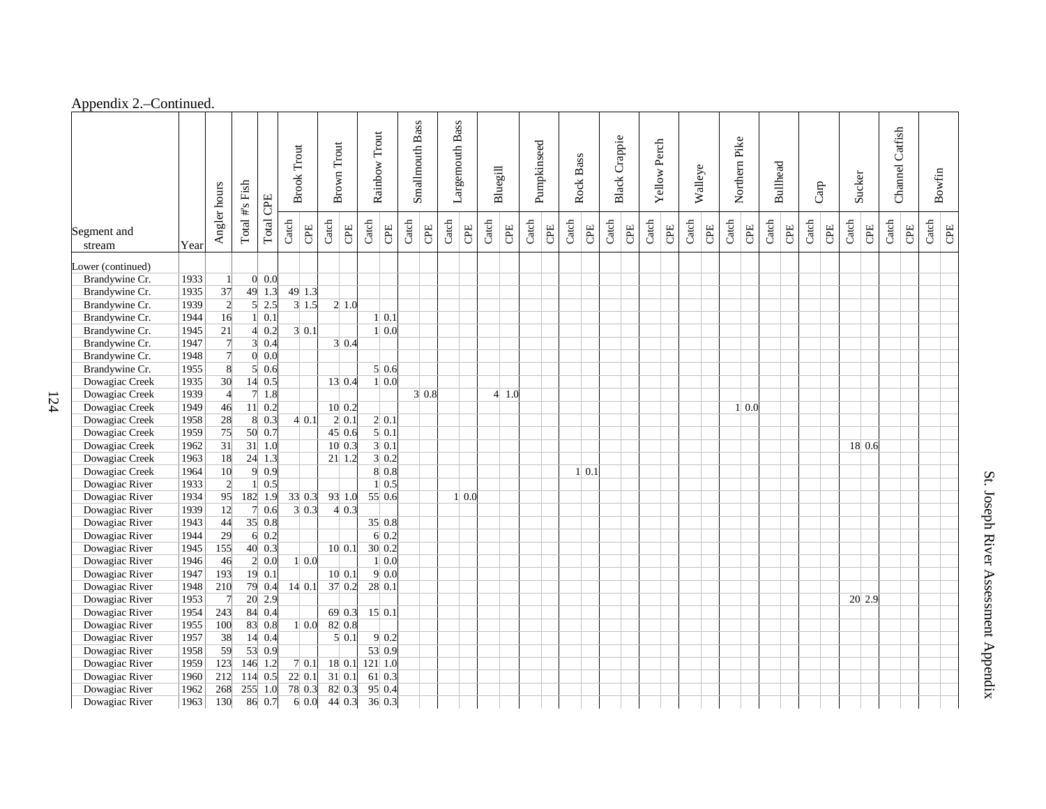Appendix 2.–Continued.

| Segment and stream | Year | Angler hours | Total #s Fish | Total CPE | Brook Trout | | Brown Trout | | Rainbow Trout | | Smallmouth Bass | | Largemouth Bass | | Bluegill | | Pumpkinseed | | Rock Bass | | Black Crappie | | Yellow Perch | | Walleye | | Northern Pike | | Bullhead | | Carp | | Sucker | | Channel Catfish | | Bowfin | |
|---|---|---|---|---|---|---|---|---|---|---|---|---|---|---|---|---|---|---|---|---|---|---|---|---|---|---|---|---|---|---|---|---|---|---|---|---|---|---|
| | | | | | Catch | CPE | Catch | CPE | Catch | CPE | Catch | CPE | Catch | CPE | Catch | CPE | Catch | CPE | Catch | CPE | Catch | CPE | Catch | CPE | Catch | CPE | Catch | CPE | Catch | CPE | Catch | CPE | Catch | CPE | Catch | CPE | Catch | CPE |
| Lower (continued) | | | | | | | | | | | | | | | | | | | | | | | | | | | | | | | | | | | | | | |
| Brandywine Cr. | 1933 | 1 | 0 | 0.0 | | | | | | | | | | | | | | | | | | | | | | | | | | | | | | | | | | |
| Brandywine Cr. | 1935 | 37 | 49 | 1.3 | 49 | 1.3 | | | | | | | | | | | | | | | | | | | | | | | | | | | | | | | | |
| Brandywine Cr. | 1939 | 2 | 5 | 2.5 | 3 | 1.5 | 2 | 1.0 | | | | | | | | | | | | | | | | | | | | | | | | | | | | | | |
| Brandywine Cr. | 1944 | 16 | 1 | 0.1 | | | | | 1 | 0.1 | | | | | | | | | | | | | | | | | | | | | | | | | | | | |
| Brandywine Cr. | 1945 | 21 | 4 | 0.2 | 3 | 0.1 | | | 1 | 0.0 | | | | | | | | | | | | | | | | | | | | | | | | | | | | |
| Brandywine Cr. | 1947 | 7 | 3 | 0.4 | | | 3 | 0.4 | | | | | | | | | | | | | | | | | | | | | | | | | | | | | | |
| Brandywine Cr. | 1948 | 7 | 0 | 0.0 | | | | | | | | | | | | | | | | | | | | | | | | | | | | | | | | | | |
| Brandywine Cr. | 1955 | 8 | 5 | 0.6 | | | | | 5 | 0.6 | | | | | | | | | | | | | | | | | | | | | | | | | | | | |
| Dowagiac Creek | 1935 | 30 | 14 | 0.5 | | | 13 | 0.4 | 1 | 0.0 | | | | | | | | | | | | | | | | | | | | | | | | | | | | |
| Dowagiac Creek | 1939 | 4 | 7 | 1.8 | | | | | | | 3 | 0.8 | | | 4 | 1.0 | | | | | | | | | | | | | | | | | | | | | | |
| Dowagiac Creek | 1949 | 46 | 11 | 0.2 | | | 10 | 0.2 | | | | | | | | | | | | | | | | | | | 1 | 0.0 | | | | | | | | | | |
| Dowagiac Creek | 1958 | 28 | 8 | 0.3 | 4 | 0.1 | 2 | 0.1 | 2 | 0.1 | | | | | | | | | | | | | | | | | | | | | | | | | | | | |
| Dowagiac Creek | 1959 | 75 | 50 | 0.7 | | | 45 | 0.6 | 5 | 0.1 | | | | | | | | | | | | | | | | | | | | | | | | | | | | |
| Dowagiac Creek | 1962 | 31 | 31 | 1.0 | | | 10 | 0.3 | 3 | 0.1 | | | | | | | | | | | | | | | | | | | | | | | 18 | 0.6 | | | | |
| Dowagiac Creek | 1963 | 18 | 24 | 1.3 | | | 21 | 1.2 | 3 | 0.2 | | | | | | | | | | | | | | | | | | | | | | | | | | | | |
| Dowagiac Creek | 1964 | 10 | 9 | 0.9 | | | | | 8 | 0.8 | | | | | | | | | 1 | 0.1 | | | | | | | | | | | | | | | | | | |
| Dowagiac River | 1933 | 2 | 1 | 0.5 | | | | | 1 | 0.5 | | | | | | | | | | | | | | | | | | | | | | | | | | | | |
| Dowagiac River | 1934 | 95 | 182 | 1.9 | 33 | 0.3 | 93 | 1.0 | 55 | 0.6 | | | 1 | 0.0 | | | | | | | | | | | | | | | | | | | | | | | | |
| Dowagiac River | 1939 | 12 | 7 | 0.6 | 3 | 0.3 | 4 | 0.3 | | | | | | | | | | | | | | | | | | | | | | | | | | | | | | |
| Dowagiac River | 1943 | 44 | 35 | 0.8 | | | | | 35 | 0.8 | | | | | | | | | | | | | | | | | | | | | | | | | | | | |
| Dowagiac River | 1944 | 29 | 6 | 0.2 | | | | | 6 | 0.2 | | | | | | | | | | | | | | | | | | | | | | | | | | | | |
| Dowagiac River | 1945 | 155 | 40 | 0.3 | | | 10 | 0.1 | 30 | 0.2 | | | | | | | | | | | | | | | | | | | | | | | | | | | | |
| Dowagiac River | 1946 | 46 | 2 | 0.0 | 1 | 0.0 | | | 1 | 0.0 | | | | | | | | | | | | | | | | | | | | | | | | | | | | |
| Dowagiac River | 1947 | 193 | 19 | 0.1 | | | 10 | 0.1 | 9 | 0.0 | | | | | | | | | | | | | | | | | | | | | | | | | | | | |
| Dowagiac River | 1948 | 210 | 79 | 0.4 | 14 | 0.1 | 37 | 0.2 | 28 | 0.1 | | | | | | | | | | | | | | | | | | | | | | | | | | | | |
| Dowagiac River | 1953 | 7 | 20 | 2.9 | | | | | | | | | | | | | | | | | | | | | | | | | | | | | 20 | 2.9 | | | | |
| Dowagiac River | 1954 | 243 | 84 | 0.4 | | | 69 | 0.3 | 15 | 0.1 | | | | | | | | | | | | | | | | | | | | | | | | | | | | |
| Dowagiac River | 1955 | 100 | 83 | 0.8 | 1 | 0.0 | 82 | 0.8 | | | | | | | | | | | | | | | | | | | | | | | | | | | | | | |
| Dowagiac River | 1957 | 38 | 14 | 0.4 | | | 5 | 0.1 | 9 | 0.2 | | | | | | | | | | | | | | | | | | | | | | | | | | | | |
| Dowagiac River | 1958 | 59 | 53 | 0.9 | | | | | 53 | 0.9 | | | | | | | | | | | | | | | | | | | | | | | | | | | | |
| Dowagiac River | 1959 | 123 | 146 | 1.2 | 7 | 0.1 | 18 | 0.1 | 121 | 1.0 | | | | | | | | | | | | | | | | | | | | | | | | | | | | |
| Dowagiac River | 1960 | 212 | 114 | 0.5 | 22 | 0.1 | 31 | 0.1 | 61 | 0.3 | | | | | | | | | | | | | | | | | | | | | | | | | | | | |
| Dowagiac River | 1962 | 268 | 255 | 1.0 | 78 | 0.3 | 82 | 0.3 | 95 | 0.4 | | | | | | | | | | | | | | | | | | | | | | | | | | | | |
| Dowagiac River | 1963 | 130 | 86 | 0.7 | 6 | 0.0 | 44 | 0.3 | 36 | 0.3 | | | | | | | | | | | | | | | | | | | | | | | | | | | | |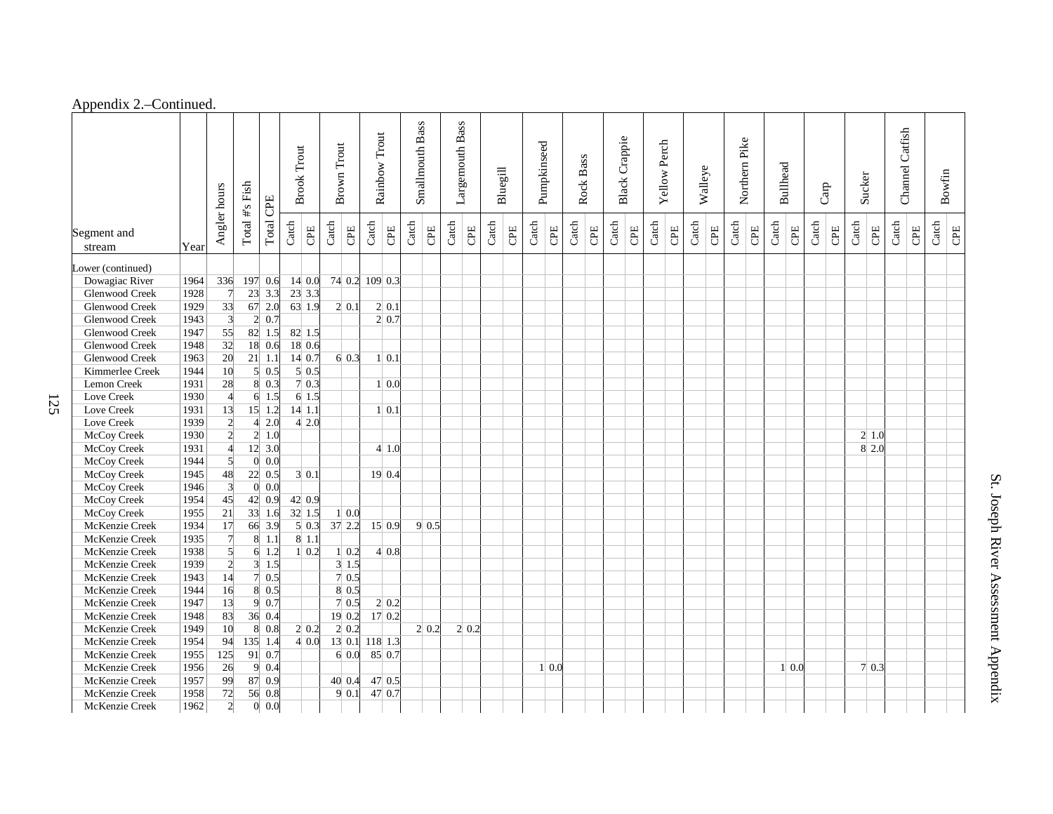Appendix 2.–Continued.

| Segment and stream | Year | Angler hours | Total #'s Fish | Total CPE | Brook Trout | | Brown Trout | | Rainbow Trout | | Smallmouth Bass | | Largemouth Bass | | Bluegill | | Pumpkinseed | | Rock Bass | | Black Crappie | | Yellow Perch | | Walleye | | Northern Pike | | Bullhead | | Carp | | Sucker | | Channel Catfish | | Bowfin | |
|---|---|---|---|---|---|---|---|---|---|---|---|---|---|---|---|---|---|---|---|---|---|---|---|---|---|---|---|---|---|---|---|---|---|---|---|---|---|---|
| | | | | | Catch | CPE | Catch | CPE | Catch | CPE | Catch | CPE | Catch | CPE | Catch | CPE | Catch | CPE | Catch | CPE | Catch | CPE | Catch | CPE | Catch | CPE | Catch | CPE | Catch | CPE | Catch | CPE | Catch | CPE | Catch | CPE | Catch | CPE |
| Lower (continued) | | | | | | | | | | | | | | | | | | | | | | | | | | | | | | | | | | | | | | |
| Dowagiac River | 1964 | 336 | 197 | 0.6 | 14 | 0.0 | 74 | 0.2 | 109 | 0.3 | | | | | | | | | | | | | | | | | | | | | | | | | | | | |
| Glenwood Creek | 1928 | 7 | 23 | 3.3 | 23 | 3.3 | | | | | | | | | | | | | | | | | | | | | | | | | | | | | | | | |
| Glenwood Creek | 1929 | 33 | 67 | 2.0 | 63 | 1.9 | 2 | 0.1 | 2 | 0.1 | | | | | | | | | | | | | | | | | | | | | | | | | | | | |
| Glenwood Creek | 1943 | 3 | 2 | 0.7 | | | | | 2 | 0.7 | | | | | | | | | | | | | | | | | | | | | | | | | | | | |
| Glenwood Creek | 1947 | 55 | 82 | 1.5 | 82 | 1.5 | | | | | | | | | | | | | | | | | | | | | | | | | | | | | | | | |
| Glenwood Creek | 1948 | 32 | 18 | 0.6 | 18 | 0.6 | | | | | | | | | | | | | | | | | | | | | | | | | | | | | | | | |
| Glenwood Creek | 1963 | 20 | 21 | 1.1 | 14 | 0.7 | 6 | 0.3 | 1 | 0.1 | | | | | | | | | | | | | | | | | | | | | | | | | | | | |
| Kimmerlee Creek | 1944 | 10 | 5 | 0.5 | 5 | 0.5 | | | | | | | | | | | | | | | | | | | | | | | | | | | | | | | | |
| Lemon Creek | 1931 | 28 | 8 | 0.3 | 7 | 0.3 | | | 1 | 0.0 | | | | | | | | | | | | | | | | | | | | | | | | | | | | |
| Love Creek | 1930 | 4 | 6 | 1.5 | 6 | 1.5 | | | | | | | | | | | | | | | | | | | | | | | | | | | | | | | | |
| Love Creek | 1931 | 13 | 15 | 1.2 | 14 | 1.1 | | | 1 | 0.1 | | | | | | | | | | | | | | | | | | | | | | | | | | | | |
| Love Creek | 1939 | 2 | 4 | 2.0 | 4 | 2.0 | | | | | | | | | | | | | | | | | | | | | | | | | | | | | | | | |
| McCoy Creek | 1930 | 2 | 2 | 1.0 | | | | | | | | | | | | | | | | | | | | | | | | | | | | | 2 | 1.0 | | | | |
| McCoy Creek | 1931 | 4 | 12 | 3.0 | | | | | 4 | 1.0 | | | | | | | | | | | | | | | | | | | | | | | 8 | 2.0 | | | | |
| McCoy Creek | 1944 | 5 | 0 | 0.0 | | | | | | | | | | | | | | | | | | | | | | | | | | | | | | | | | | |
| McCoy Creek | 1945 | 48 | 22 | 0.5 | 3 | 0.1 | | | 19 | 0.4 | | | | | | | | | | | | | | | | | | | | | | | | | | | | |
| McCoy Creek | 1946 | 3 | 0 | 0.0 | | | | | | | | | | | | | | | | | | | | | | | | | | | | | | | | | | |
| McCoy Creek | 1954 | 45 | 42 | 0.9 | 42 | 0.9 | | | | | | | | | | | | | | | | | | | | | | | | | | | | | | | | |
| McCoy Creek | 1955 | 21 | 33 | 1.6 | 32 | 1.5 | 1 | 0.0 | | | | | | | | | | | | | | | | | | | | | | | | | | | | | | |
| McKenzie Creek | 1934 | 17 | 66 | 3.9 | 5 | 0.3 | 37 | 2.2 | 15 | 0.9 | 9 | 0.5 | | | | | | | | | | | | | | | | | | | | | | | | | | |
| McKenzie Creek | 1935 | 7 | 8 | 1.1 | 8 | 1.1 | | | | | | | | | | | | | | | | | | | | | | | | | | | | | | | | |
| McKenzie Creek | 1938 | 5 | 6 | 1.2 | 1 | 0.2 | 1 | 0.2 | 4 | 0.8 | | | | | | | | | | | | | | | | | | | | | | | | | | | | |
| McKenzie Creek | 1939 | 2 | 3 | 1.5 | | | 3 | 1.5 | | | | | | | | | | | | | | | | | | | | | | | | | | | | | | |
| McKenzie Creek | 1943 | 14 | 7 | 0.5 | | | 7 | 0.5 | | | | | | | | | | | | | | | | | | | | | | | | | | | | | | |
| McKenzie Creek | 1944 | 16 | 8 | 0.5 | | | 8 | 0.5 | | | | | | | | | | | | | | | | | | | | | | | | | | | | | | |
| McKenzie Creek | 1947 | 13 | 9 | 0.7 | | | 7 | 0.5 | 2 | 0.2 | | | | | | | | | | | | | | | | | | | | | | | | | | | | |
| McKenzie Creek | 1948 | 83 | 36 | 0.4 | | | 19 | 0.2 | 17 | 0.2 | | | | | | | | | | | | | | | | | | | | | | | | | | | | |
| McKenzie Creek | 1949 | 10 | 8 | 0.8 | 2 | 0.2 | 2 | 0.2 | | | 2 | 0.2 | 2 | 0.2 | | | | | | | | | | | | | | | | | | | | | | | | |
| McKenzie Creek | 1954 | 94 | 135 | 1.4 | 4 | 0.0 | 13 | 0.1 | 118 | 1.3 | | | | | | | | | | | | | | | | | | | | | | | | | | | | |
| McKenzie Creek | 1955 | 125 | 91 | 0.7 | | | 6 | 0.0 | 85 | 0.7 | | | | | | | | | | | | | | | | | | | | | | | | | | | | |
| McKenzie Creek | 1956 | 26 | 9 | 0.4 | | | | | | | | | | | | | 1 | 0.0 | | | | | | | | | | | 1 | 0.0 | | | 7 | 0.3 | | | | |
| McKenzie Creek | 1957 | 99 | 87 | 0.9 | | | 40 | 0.4 | 47 | 0.5 | | | | | | | | | | | | | | | | | | | | | | | | | | | | |
| McKenzie Creek | 1958 | 72 | 56 | 0.8 | | | 9 | 0.1 | 47 | 0.7 | | | | | | | | | | | | | | | | | | | | | | | | | | | | |
| McKenzie Creek | 1962 | 2 | 0 | 0.0 | | | | | | | | | | | | | | | | | | | | | | | | | | | | | | | | | | |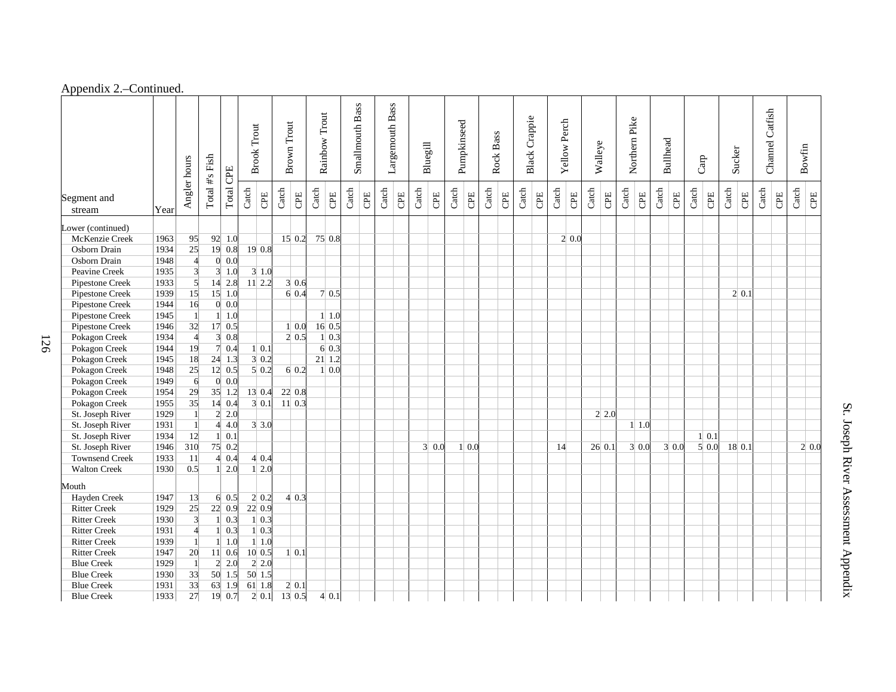Appendix 2.–Continued.

| Segment and stream | Year | Angler hours | Total #'s Fish | Total CPE | Brook Trout | | Brown Trout | | Rainbow Trout | | Smallmouth Bass | | Largemouth Bass | | Bluegill | | Pumpkinseed | | Rock Bass | | Black Crappie | | Yellow Perch | | Walleye | | Northern Pike | | Bullhead | | Carp | | Sucker | | Channel Catfish | | Bowfin | |
|---|---|---|---|---|---|---|---|---|---|---|---|---|---|---|---|---|---|---|---|---|---|---|---|---|---|---|---|---|---|---|---|---|---|---|---|---|---|---|
| | | | | | Catch | CPE | Catch | CPE | Catch | CPE | Catch | CPE | Catch | CPE | Catch | CPE | Catch | CPE | Catch | CPE | Catch | CPE | Catch | CPE | Catch | CPE | Catch | CPE | Catch | CPE | Catch | CPE | Catch | CPE | Catch | CPE | Catch | CPE |
| Lower (continued) | | | | | | | | | | | | | | | | | | | | | | | | | | | | | | | | | | | | | | |
| McKenzie Creek | 1963 | 95 | 92 | 1.0 | | | 15 | 0.2 | 75 | 0.8 | | | | | | | | | | | | | 2 | 0.0 | | | | | | | | | | | | | | |
| Osborn Drain | 1934 | 25 | 19 | 0.8 | 19 | 0.8 | | | | | | | | | | | | | | | | | | | | | | | | | | | | | | | | |
| Osborn Drain | 1948 | 4 | 0 | 0.0 | | | | | | | | | | | | | | | | | | | | | | | | | | | | | | | | | | |
| Peavine Creek | 1935 | 3 | 3 | 1.0 | 3 | 1.0 | | | | | | | | | | | | | | | | | | | | | | | | | | | | | | | | |
| Pipestone Creek | 1933 | 5 | 14 | 2.8 | 11 | 2.2 | 3 | 0.6 | | | | | | | | | | | | | | | | | | | | | | | | | | | | | | |
| Pipestone Creek | 1939 | 15 | 15 | 1.0 | | | 6 | 0.4 | 7 | 0.5 | | | | | | | | | | | | | | | | | | | | | | | 2 | 0.1 | | | | |
| Pipestone Creek | 1944 | 16 | 0 | 0.0 | | | | | | | | | | | | | | | | | | | | | | | | | | | | | | | | | | |
| Pipestone Creek | 1945 | 1 | 1 | 1.0 | | | | | 1 | 1.0 | | | | | | | | | | | | | | | | | | | | | | | | | | | | |
| Pipestone Creek | 1946 | 32 | 17 | 0.5 | | | 1 | 0.0 | 16 | 0.5 | | | | | | | | | | | | | | | | | | | | | | | | | | | | |
| Pokagon Creek | 1934 | 4 | 3 | 0.8 | | | 2 | 0.5 | 1 | 0.3 | | | | | | | | | | | | | | | | | | | | | | | | | | | | |
| Pokagon Creek | 1944 | 19 | 7 | 0.4 | 1 | 0.1 | | | 6 | 0.3 | | | | | | | | | | | | | | | | | | | | | | | | | | | | |
| Pokagon Creek | 1945 | 18 | 24 | 1.3 | 3 | 0.2 | | | 21 | 1.2 | | | | | | | | | | | | | | | | | | | | | | | | | | | | |
| Pokagon Creek | 1948 | 25 | 12 | 0.5 | 5 | 0.2 | 6 | 0.2 | 1 | 0.0 | | | | | | | | | | | | | | | | | | | | | | | | | | | | |
| Pokagon Creek | 1949 | 6 | 0 | 0.0 | | | | | | | | | | | | | | | | | | | | | | | | | | | | | | | | | | |
| Pokagon Creek | 1954 | 29 | 35 | 1.2 | 13 | 0.4 | 22 | 0.8 | | | | | | | | | | | | | | | | | | | | | | | | | | | | | | |
| Pokagon Creek | 1955 | 35 | 14 | 0.4 | 3 | 0.1 | 11 | 0.3 | | | | | | | | | | | | | | | | | | | | | | | | | | | | | | |
| St. Joseph River | 1929 | 1 | 2 | 2.0 | | | | | | | | | | | | | | | | | | | | | 2 | 2.0 | | | | | | | | | | | | |
| St. Joseph River | 1931 | 1 | 4 | 4.0 | 3 | 3.0 | | | | | | | | | | | | | | | | | | | | | 1 | 1.0 | | | | | | | | | | |
| St. Joseph River | 1934 | 12 | 1 | 0.1 | | | | | | | | | | | | | | | | | | | | | | | | | | | 1 | 0.1 | | | | | | |
| St. Joseph River | 1946 | 310 | 75 | 0.2 | | | | | | | | | | | 3 | 0.0 | 1 | 0.0 | | | | | 14 | | 26 | 0.1 | 3 | 0.0 | 3 | 0.0 | 5 | 0.0 | 18 | 0.1 | | | 2 | 0.0 |
| Townsend Creek | 1933 | 11 | 4 | 0.4 | 4 | 0.4 | | | | | | | | | | | | | | | | | | | | | | | | | | | | | | | | |
| Walton Creek | 1930 | 0.5 | 1 | 2.0 | 1 | 2.0 | | | | | | | | | | | | | | | | | | | | | | | | | | | | | | | | |
| Mouth | | | | | | | | | | | | | | | | | | | | | | | | | | | | | | | | | | | | | | |
| Hayden Creek | 1947 | 13 | 6 | 0.5 | 2 | 0.2 | 4 | 0.3 | | | | | | | | | | | | | | | | | | | | | | | | | | | | | | |
| Ritter Creek | 1929 | 25 | 22 | 0.9 | 22 | 0.9 | | | | | | | | | | | | | | | | | | | | | | | | | | | | | | | | |
| Ritter Creek | 1930 | 3 | 1 | 0.3 | 1 | 0.3 | | | | | | | | | | | | | | | | | | | | | | | | | | | | | | | | |
| Ritter Creek | 1931 | 4 | 1 | 0.3 | 1 | 0.3 | | | | | | | | | | | | | | | | | | | | | | | | | | | | | | | | |
| Ritter Creek | 1939 | 1 | 1 | 1.0 | 1 | 1.0 | | | | | | | | | | | | | | | | | | | | | | | | | | | | | | | | |
| Ritter Creek | 1947 | 20 | 11 | 0.6 | 10 | 0.5 | 1 | 0.1 | | | | | | | | | | | | | | | | | | | | | | | | | | | | | | |
| Blue Creek | 1929 | 1 | 2 | 2.0 | 2 | 2.0 | | | | | | | | | | | | | | | | | | | | | | | | | | | | | | | | |
| Blue Creek | 1930 | 33 | 50 | 1.5 | 50 | 1.5 | | | | | | | | | | | | | | | | | | | | | | | | | | | | | | | | |
| Blue Creek | 1931 | 33 | 63 | 1.9 | 61 | 1.8 | 2 | 0.1 | | | | | | | | | | | | | | | | | | | | | | | | | | | | | | |
| Blue Creek | 1933 | 27 | 19 | 0.7 | 2 | 0.1 | 13 | 0.5 | 4 | 0.1 | | | | | | | | | | | | | | | | | | | | | | | | | | | | |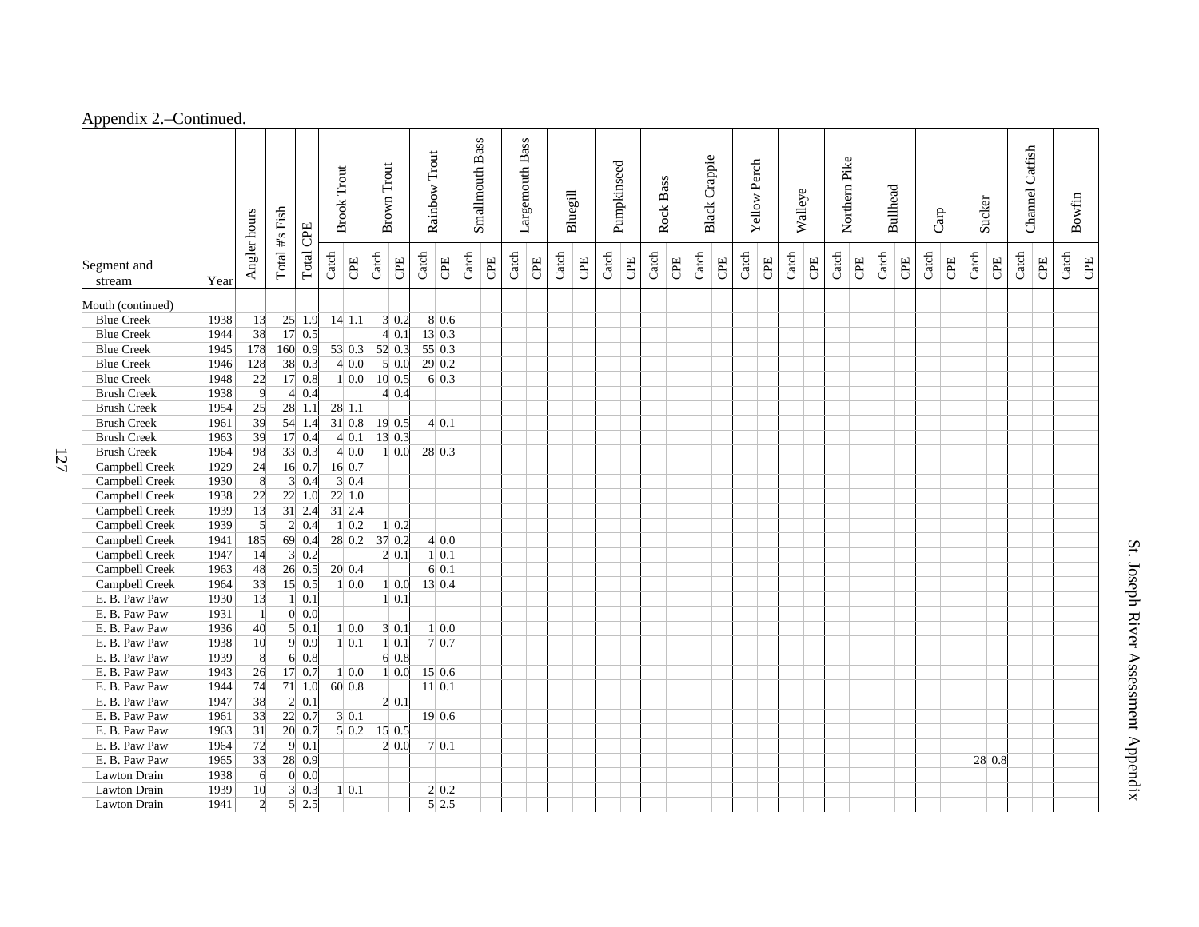Appendix 2.–Continued.

| Segment and stream | Year | Angler hours | Total #s Fish | Total CPE | Brook Trout | | Brown Trout | | Rainbow Trout | | Smallmouth Bass | | Largemouth Bass | | Bluegill | | Pumpkinseed | | Rock Bass | | Black Crappie | | Yellow Perch | | Walleye | | Northern Pike | | Bullhead | | Carp | | Sucker | | Channel Catfish | | Bowfin | |
|---|---|---|---|---|---|---|---|---|---|---|---|---|---|---|---|---|---|---|---|---|---|---|---|---|---|---|---|---|---|---|---|---|---|---|---|---|---|---|
| | | | | | Catch | CPE | Catch | CPE | Catch | CPE | Catch | CPE | Catch | CPE | Catch | CPE | Catch | CPE | Catch | CPE | Catch | CPE | Catch | CPE | Catch | CPE | Catch | CPE | Catch | CPE | Catch | CPE | Catch | CPE | Catch | CPE | Catch | CPE |
| Mouth (continued) | | | | | | | | | | | | | | | | | | | | | | | | | | | | | | | | | | | | | | |
| Blue Creek | 1938 | 13 | 25 | 1.9 | 14 | 1.1 | 3 | 0.2 | 8 | 0.6 | | | | | | | | | | | | | | | | | | | | | | | | | | | | |
| Blue Creek | 1944 | 38 | 17 | 0.5 | | | 4 | 0.1 | 13 | 0.3 | | | | | | | | | | | | | | | | | | | | | | | | | | | | |
| Blue Creek | 1945 | 178 | 160 | 0.9 | 53 | 0.3 | 52 | 0.3 | 55 | 0.3 | | | | | | | | | | | | | | | | | | | | | | | | | | | | |
| Blue Creek | 1946 | 128 | 38 | 0.3 | 4 | 0.0 | 5 | 0.0 | 29 | 0.2 | | | | | | | | | | | | | | | | | | | | | | | | | | | | |
| Blue Creek | 1948 | 22 | 17 | 0.8 | 1 | 0.0 | 10 | 0.5 | 6 | 0.3 | | | | | | | | | | | | | | | | | | | | | | | | | | | | |
| Brush Creek | 1938 | 9 | 4 | 0.4 | | | 4 | 0.4 | | | | | | | | | | | | | | | | | | | | | | | | | | | | | | |
| Brush Creek | 1954 | 25 | 28 | 1.1 | 28 | 1.1 | | | | | | | | | | | | | | | | | | | | | | | | | | | | | | | | |
| Brush Creek | 1961 | 39 | 54 | 1.4 | 31 | 0.8 | 19 | 0.5 | 4 | 0.1 | | | | | | | | | | | | | | | | | | | | | | | | | | | | |
| Brush Creek | 1963 | 39 | 17 | 0.4 | 4 | 0.1 | 13 | 0.3 | | | | | | | | | | | | | | | | | | | | | | | | | | | | | | |
| Brush Creek | 1964 | 98 | 33 | 0.3 | 4 | 0.0 | 1 | 0.0 | 28 | 0.3 | | | | | | | | | | | | | | | | | | | | | | | | | | | | |
| Campbell Creek | 1929 | 24 | 16 | 0.7 | 16 | 0.7 | | | | | | | | | | | | | | | | | | | | | | | | | | | | | | | | |
| Campbell Creek | 1930 | 8 | 3 | 0.4 | 3 | 0.4 | | | | | | | | | | | | | | | | | | | | | | | | | | | | | | | | |
| Campbell Creek | 1938 | 22 | 22 | 1.0 | 22 | 1.0 | | | | | | | | | | | | | | | | | | | | | | | | | | | | | | | | |
| Campbell Creek | 1939 | 13 | 31 | 2.4 | 31 | 2.4 | | | | | | | | | | | | | | | | | | | | | | | | | | | | | | | | |
| Campbell Creek | 1939 | 5 | 2 | 0.4 | 1 | 0.2 | 1 | 0.2 | | | | | | | | | | | | | | | | | | | | | | | | | | | | | | |
| Campbell Creek | 1941 | 185 | 69 | 0.4 | 28 | 0.2 | 37 | 0.2 | 4 | 0.0 | | | | | | | | | | | | | | | | | | | | | | | | | | | | |
| Campbell Creek | 1947 | 14 | 3 | 0.2 | | | 2 | 0.1 | 1 | 0.1 | | | | | | | | | | | | | | | | | | | | | | | | | | | | |
| Campbell Creek | 1963 | 48 | 26 | 0.5 | 20 | 0.4 | | | 6 | 0.1 | | | | | | | | | | | | | | | | | | | | | | | | | | | | |
| Campbell Creek | 1964 | 33 | 15 | 0.5 | 1 | 0.0 | 1 | 0.0 | 13 | 0.4 | | | | | | | | | | | | | | | | | | | | | | | | | | | | |
| E. B. Paw Paw | 1930 | 13 | 1 | 0.1 | | | 1 | 0.1 | | | | | | | | | | | | | | | | | | | | | | | | | | | | | | |
| E. B. Paw Paw | 1931 | 1 | 0 | 0.0 | | | | | | | | | | | | | | | | | | | | | | | | | | | | | | | | | | |
| E. B. Paw Paw | 1936 | 40 | 5 | 0.1 | 1 | 0.0 | 3 | 0.1 | 1 | 0.0 | | | | | | | | | | | | | | | | | | | | | | | | | | | | |
| E. B. Paw Paw | 1938 | 10 | 9 | 0.9 | 1 | 0.1 | 1 | 0.1 | 7 | 0.7 | | | | | | | | | | | | | | | | | | | | | | | | | | | | |
| E. B. Paw Paw | 1939 | 8 | 6 | 0.8 | | | 6 | 0.8 | | | | | | | | | | | | | | | | | | | | | | | | | | | | | | |
| E. B. Paw Paw | 1943 | 26 | 17 | 0.7 | 1 | 0.0 | 1 | 0.0 | 15 | 0.6 | | | | | | | | | | | | | | | | | | | | | | | | | | | | |
| E. B. Paw Paw | 1944 | 74 | 71 | 1.0 | 60 | 0.8 | | | 11 | 0.1 | | | | | | | | | | | | | | | | | | | | | | | | | | | | |
| E. B. Paw Paw | 1947 | 38 | 2 | 0.1 | | | 2 | 0.1 | | | | | | | | | | | | | | | | | | | | | | | | | | | | | | |
| E. B. Paw Paw | 1961 | 33 | 22 | 0.7 | 3 | 0.1 | | | 19 | 0.6 | | | | | | | | | | | | | | | | | | | | | | | | | | | | |
| E. B. Paw Paw | 1963 | 31 | 20 | 0.7 | 5 | 0.2 | 15 | 0.5 | | | | | | | | | | | | | | | | | | | | | | | | | | | | | | |
| E. B. Paw Paw | 1964 | 72 | 9 | 0.1 | | | 2 | 0.0 | 7 | 0.1 | | | | | | | | | | | | | | | | | | | | | | | | | | | | |
| E. B. Paw Paw | 1965 | 33 | 28 | 0.9 | | | | | | | | | | | | | | | | | | | | | | | | | | | | | 28 | 0.8 | | | | |
| Lawton Drain | 1938 | 6 | 0 | 0.0 | | | | | | | | | | | | | | | | | | | | | | | | | | | | | | | | | | |
| Lawton Drain | 1939 | 10 | 3 | 0.3 | 1 | 0.1 | | | 2 | 0.2 | | | | | | | | | | | | | | | | | | | | | | | | | | | | |
| Lawton Drain | 1941 | 2 | 5 | 2.5 | | | | | 5 | 2.5 | | | | | | | | | | | | | | | | | | | | | | | | | | | | |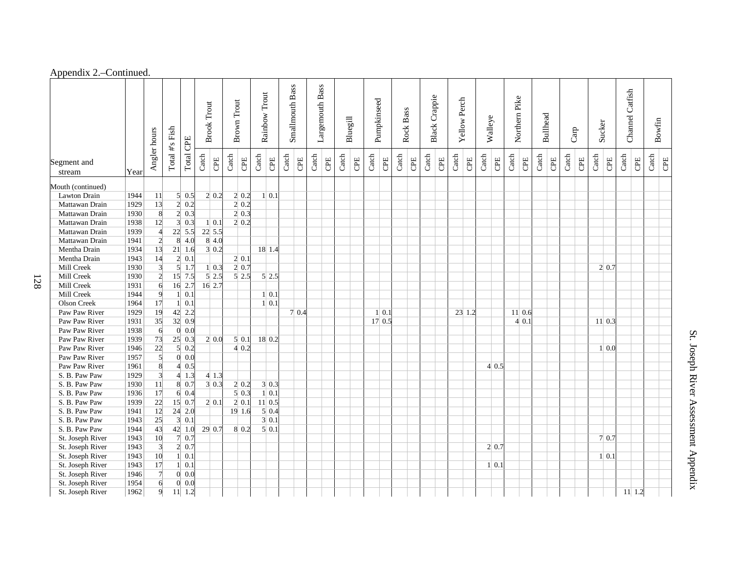Appendix 2.–Continued.

| Segment and stream | Year | Angler hours | Total #'s Fish | Total CPE | Brook Trout | | Brown Trout | | Rainbow Trout | | Smallmouth Bass | | Largemouth Bass | | Bluegill | | Pumpkinseed | | Rock Bass | | Black Crappie | | Yellow Perch | | Walleye | | Northern Pike | | Bullhead | | Carp | | Sucker | | Channel Catfish | | Bowfin | |
|---|---|---|---|---|---|---|---|---|---|---|---|---|---|---|---|---|---|---|---|---|---|---|---|---|---|---|---|---|---|---|---|---|---|---|---|---|---|---|
| | | | | | Catch | CPE | Catch | CPE | Catch | CPE | Catch | CPE | Catch | CPE | Catch | CPE | Catch | CPE | Catch | CPE | Catch | CPE | Catch | CPE | Catch | CPE | Catch | CPE | Catch | CPE | Catch | CPE | Catch | CPE | Catch | CPE | Catch | CPE |
| Mouth (continued) | | | | | | | | | | | | | | | | | | | | | | | | | | | | | | | | | | | | | | |
| Lawton Drain | 1944 | 11 | 5 | 0.5 | 2 | 0.2 | 2 | 0.2 | 1 | 0.1 | | | | | | | | | | | | | | | | | | | | | | | | | | | | |
| Mattawan Drain | 1929 | 13 | 2 | 0.2 | | | 2 | 0.2 | | | | | | | | | | | | | | | | | | | | | | | | | | | | | | |
| Mattawan Drain | 1930 | 8 | 2 | 0.3 | | | 2 | 0.3 | | | | | | | | | | | | | | | | | | | | | | | | | | | | | | |
| Mattawan Drain | 1938 | 12 | 3 | 0.3 | 1 | 0.1 | 2 | 0.2 | | | | | | | | | | | | | | | | | | | | | | | | | | | | | | |
| Mattawan Drain | 1939 | 4 | 22 | 5.5 | 22 | 5.5 | | | | | | | | | | | | | | | | | | | | | | | | | | | | | | | | |
| Mattawan Drain | 1941 | 2 | 8 | 4.0 | 8 | 4.0 | | | | | | | | | | | | | | | | | | | | | | | | | | | | | | | | |
| Mentha Drain | 1934 | 13 | 21 | 1.6 | 3 | 0.2 | | | 18 | 1.4 | | | | | | | | | | | | | | | | | | | | | | | | | | | | |
| Mentha Drain | 1943 | 14 | 2 | 0.1 | | | 2 | 0.1 | | | | | | | | | | | | | | | | | | | | | | | | | | | | | | |
| Mill Creek | 1930 | 3 | 5 | 1.7 | 1 | 0.3 | 2 | 0.7 | | | | | | | | | | | | | | | | | | | | | | | | | 2 | 0.7 | | | | |
| Mill Creek | 1930 | 2 | 15 | 7.5 | 5 | 2.5 | 5 | 2.5 | 5 | 2.5 | | | | | | | | | | | | | | | | | | | | | | | | | | | | |
| Mill Creek | 1931 | 6 | 16 | 2.7 | 16 | 2.7 | | | | | | | | | | | | | | | | | | | | | | | | | | | | | | | | |
| Mill Creek | 1944 | 9 | 1 | 0.1 | | | | | 1 | 0.1 | | | | | | | | | | | | | | | | | | | | | | | | | | | | |
| Olson Creek | 1964 | 17 | 1 | 0.1 | | | | | 1 | 0.1 | | | | | | | | | | | | | | | | | | | | | | | | | | | | |
| Paw Paw River | 1929 | 19 | 42 | 2.2 | | | | | | | 7 | 0.4 | | | | | 1 | 0.1 | | | | | 23 | 1.2 | | | 11 | 0.6 | | | | | | | | | | |
| Paw Paw River | 1931 | 35 | 32 | 0.9 | | | | | | | | | | | | | 17 | 0.5 | | | | | | | | | 4 | 0.1 | | | | | 11 | 0.3 | | | | |
| Paw Paw River | 1938 | 6 | 0 | 0.0 | | | | | | | | | | | | | | | | | | | | | | | | | | | | | | | | | | |
| Paw Paw River | 1939 | 73 | 25 | 0.3 | 2 | 0.0 | 5 | 0.1 | 18 | 0.2 | | | | | | | | | | | | | | | | | | | | | | | | | | | | |
| Paw Paw River | 1946 | 22 | 5 | 0.2 | | | 4 | 0.2 | | | | | | | | | | | | | | | | | | | | | | | | | 1 | 0.0 | | | | |
| Paw Paw River | 1957 | 5 | 0 | 0.0 | | | | | | | | | | | | | | | | | | | | | | | | | | | | | | | | | | |
| Paw Paw River | 1961 | 8 | 4 | 0.5 | | | | | | | | | | | | | | | | | | | | | 4 | 0.5 | | | | | | | | | | | | |
| S. B. Paw Paw | 1929 | 3 | 4 | 1.3 | 4 | 1.3 | | | | | | | | | | | | | | | | | | | | | | | | | | | | | | | | |
| S. B. Paw Paw | 1930 | 11 | 8 | 0.7 | 3 | 0.3 | 2 | 0.2 | 3 | 0.3 | | | | | | | | | | | | | | | | | | | | | | | | | | | | |
| S. B. Paw Paw | 1936 | 17 | 6 | 0.4 | | | 5 | 0.3 | 1 | 0.1 | | | | | | | | | | | | | | | | | | | | | | | | | | | | |
| S. B. Paw Paw | 1939 | 22 | 15 | 0.7 | 2 | 0.1 | 2 | 0.1 | 11 | 0.5 | | | | | | | | | | | | | | | | | | | | | | | | | | | | |
| S. B. Paw Paw | 1941 | 12 | 24 | 2.0 | | | 19 | 1.6 | 5 | 0.4 | | | | | | | | | | | | | | | | | | | | | | | | | | | | |
| S. B. Paw Paw | 1943 | 25 | 3 | 0.1 | | | | | 3 | 0.1 | | | | | | | | | | | | | | | | | | | | | | | | | | | | |
| S. B. Paw Paw | 1944 | 43 | 42 | 1.0 | 29 | 0.7 | 8 | 0.2 | 5 | 0.1 | | | | | | | | | | | | | | | | | | | | | | | | | | | | |
| St. Joseph River | 1943 | 10 | 7 | 0.7 | | | | | | | | | | | | | | | | | | | | | | | | | | | | | 7 | 0.7 | | | | |
| St. Joseph River | 1943 | 3 | 2 | 0.7 | | | | | | | | | | | | | | | | | | | | | 2 | 0.7 | | | | | | | | | | | | |
| St. Joseph River | 1943 | 10 | 1 | 0.1 | | | | | | | | | | | | | | | | | | | | | | | | | | | | | 1 | 0.1 | | | | |
| St. Joseph River | 1943 | 17 | 1 | 0.1 | | | | | | | | | | | | | | | | | | | | | 1 | 0.1 | | | | | | | | | | | | |
| St. Joseph River | 1946 | 7 | 0 | 0.0 | | | | | | | | | | | | | | | | | | | | | | | | | | | | | | | | | | |
| St. Joseph River | 1954 | 6 | 0 | 0.0 | | | | | | | | | | | | | | | | | | | | | | | | | | | | | | | | | | |
| St. Joseph River | 1962 | 9 | 11 | 1.2 | | | | | | | | | | | | | | | | | | | | | | | | | | | | | | | 11 | 1.2 | | |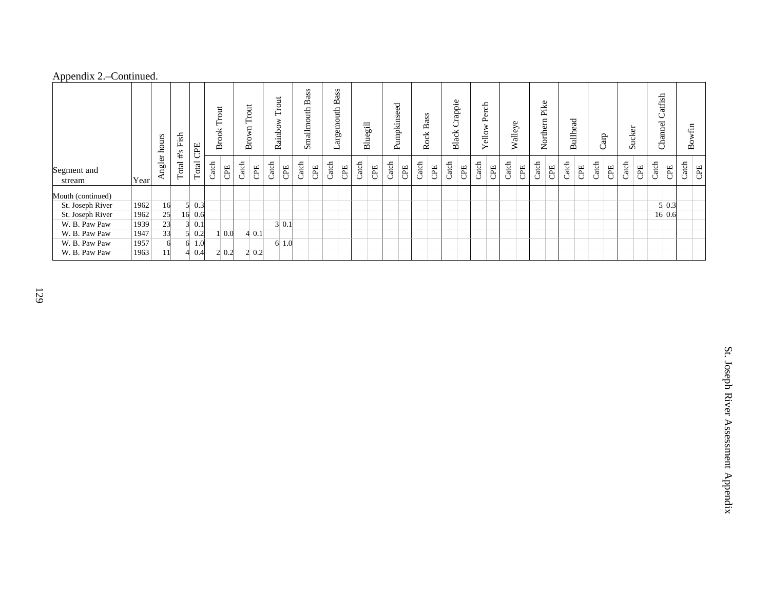Appendix 2.–Continued.

| Segment and stream | Year | Angler hours | Total #'s Fish | Total CPE | Brook Trout | | Brown Trout | | Rainbow Trout | | Smallmouth Bass | | Largemouth Bass | | Bluegill | | Pumpkinseed | | Rock Bass | | Black Crappie | | Yellow Perch | | Walleye | | Northern Pike | | Bullhead | | Carp | | Sucker | | Channel Catfish | | Bowfin | |
|---|---|---|---|---|---|---|---|---|---|---|---|---|---|---|---|---|---|---|---|---|---|---|---|---|---|---|---|---|---|---|---|---|---|---|---|---|---|---|
| | | | | | Catch | CPE | Catch | CPE | Catch | CPE | Catch | CPE | Catch | CPE | Catch | CPE | Catch | CPE | Catch | CPE | Catch | CPE | Catch | CPE | Catch | CPE | Catch | CPE | Catch | CPE | Catch | CPE | Catch | CPE | Catch | CPE | Catch | CPE |
| Mouth (continued) | | | | | | | | | | | | | | | | | | | | | | | | | | | | | | | | | | | | | | |
| St. Joseph River | 1962 | 16 | 5 | 0.3 | | | | | | | | | | | | | | | | | | | | | | | | | | | | | | | 5 | 0.3 | | |
| St. Joseph River | 1962 | 25 | 16 | 0.6 | | | | | | | | | | | | | | | | | | | | | | | | | | | | | | | 16 | 0.6 | | |
| W. B. Paw Paw | 1939 | 23 | 3 | 0.1 | | | | | 3 | 0.1 | | | | | | | | | | | | | | | | | | | | | | | | | | | | |
| W. B. Paw Paw | 1947 | 33 | 5 | 0.2 | 1 | 0.0 | 4 | 0.1 | | | | | | | | | | | | | | | | | | | | | | | | | | | | | | |
| W. B. Paw Paw | 1957 | 6 | 6 | 1.0 | | | | | 6 | 1.0 | | | | | | | | | | | | | | | | | | | | | | | | | | | | |
| W. B. Paw Paw | 1963 | 11 | 4 | 0.4 | 2 | 0.2 | 2 | 0.2 | | | | | | | | | | | | | | | | | | | | | | | | | | | | | | |